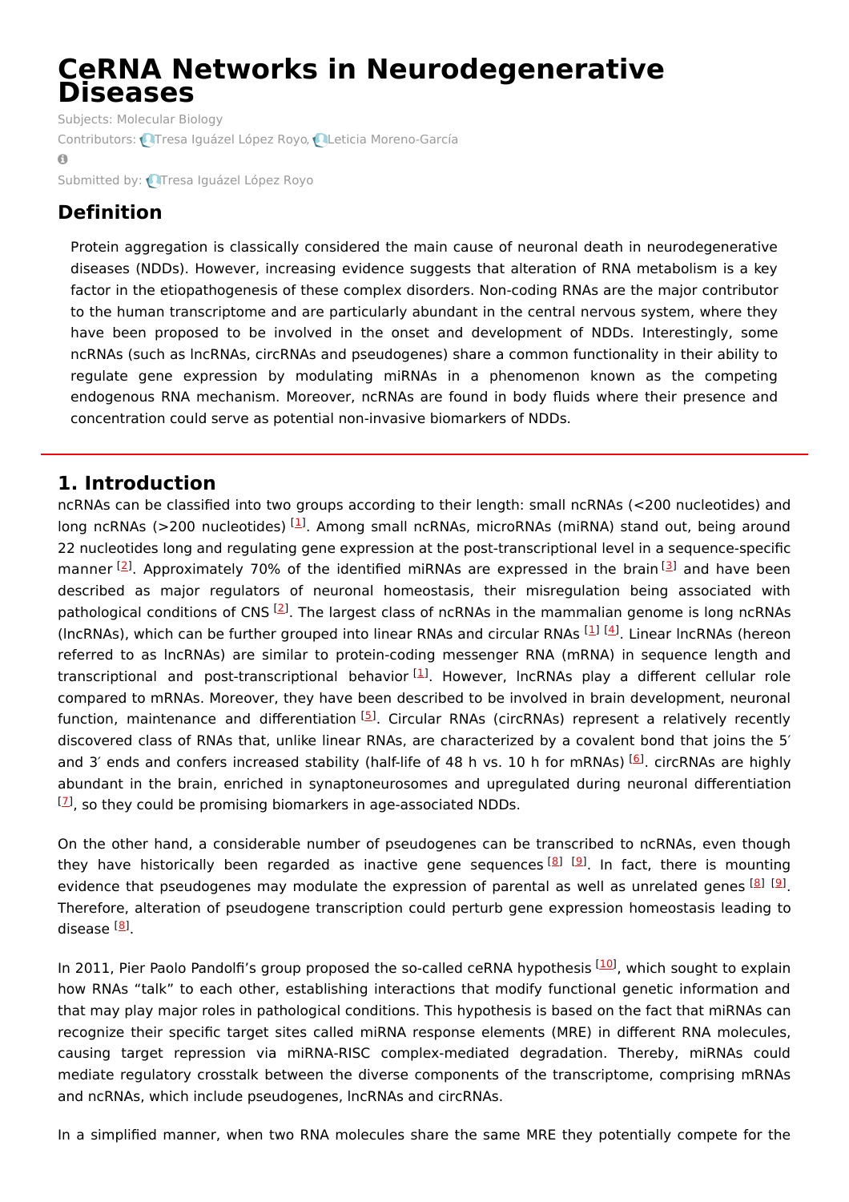# CeRNA Networks in Neurodegenerative Diseases

Subjects: Molecular Biology

Contributors: Tresa Iguázel López Royo, Leticia Moreno-García

Submitted by: Tresa Iguázel López Royo

## Definition

Protein aggregation is classically considered the main cause of neuronal death in neurodegenerative diseases (NDDs). However, increasing evidence suggests that alteration of RNA metabolism is a key factor in the etiopathogenesis of these complex disorders. Non-coding RNAs are the major contributor to the human transcriptome and are particularly abundant in the central nervous system, where they have been proposed to be involved in the onset and development of NDDs. Interestingly, some ncRNAs (such as lncRNAs, circRNAs and pseudogenes) share a common functionality in their ability to regulate gene expression by modulating miRNAs in a phenomenon known as the competing endogenous RNA mechanism. Moreover, ncRNAs are found in body fluids where their presence and concentration could serve as potential non-invasive biomarkers of NDDs.

## 1. Introduction

ncRNAs can be classified into two groups according to their length: small ncRNAs (<200 nucleotides) and long ncRNAs (>200 nucleotides) [1]. Among small ncRNAs, microRNAs (miRNA) stand out, being around 22 nucleotides long and regulating gene expression at the post-transcriptional level in a sequence-specific manner [2]. Approximately 70% of the identified miRNAs are expressed in the brain [3] and have been described as major regulators of neuronal homeostasis, their misregulation being associated with pathological conditions of CNS [2]. The largest class of ncRNAs in the mammalian genome is long ncRNAs (lncRNAs), which can be further grouped into linear RNAs and circular RNAs [1] [4]. Linear lncRNAs (hereon referred to as lncRNAs) are similar to protein-coding messenger RNA (mRNA) in sequence length and transcriptional and post-transcriptional behavior [1]. However, lncRNAs play a different cellular role compared to mRNAs. Moreover, they have been described to be involved in brain development, neuronal function, maintenance and differentiation [5]. Circular RNAs (circRNAs) represent a relatively recently discovered class of RNAs that, unlike linear RNAs, are characterized by a covalent bond that joins the 5′ and 3′ ends and confers increased stability (half-life of 48 h vs. 10 h for mRNAs) [6]. circRNAs are highly abundant in the brain, enriched in synaptoneurosomes and upregulated during neuronal differentiation [7], so they could be promising biomarkers in age-associated NDDs.

On the other hand, a considerable number of pseudogenes can be transcribed to ncRNAs, even though they have historically been regarded as inactive gene sequences [8] [9]. In fact, there is mounting evidence that pseudogenes may modulate the expression of parental as well as unrelated genes [8] [9]. Therefore, alteration of pseudogene transcription could perturb gene expression homeostasis leading to disease [8].

In 2011, Pier Paolo Pandolfi's group proposed the so-called ceRNA hypothesis [10], which sought to explain how RNAs "talk" to each other, establishing interactions that modify functional genetic information and that may play major roles in pathological conditions. This hypothesis is based on the fact that miRNAs can recognize their specific target sites called miRNA response elements (MRE) in different RNA molecules, causing target repression via miRNA-RISC complex-mediated degradation. Thereby, miRNAs could mediate regulatory crosstalk between the diverse components of the transcriptome, comprising mRNAs and ncRNAs, which include pseudogenes, lncRNAs and circRNAs.

In a simplified manner, when two RNA molecules share the same MRE they potentially compete for the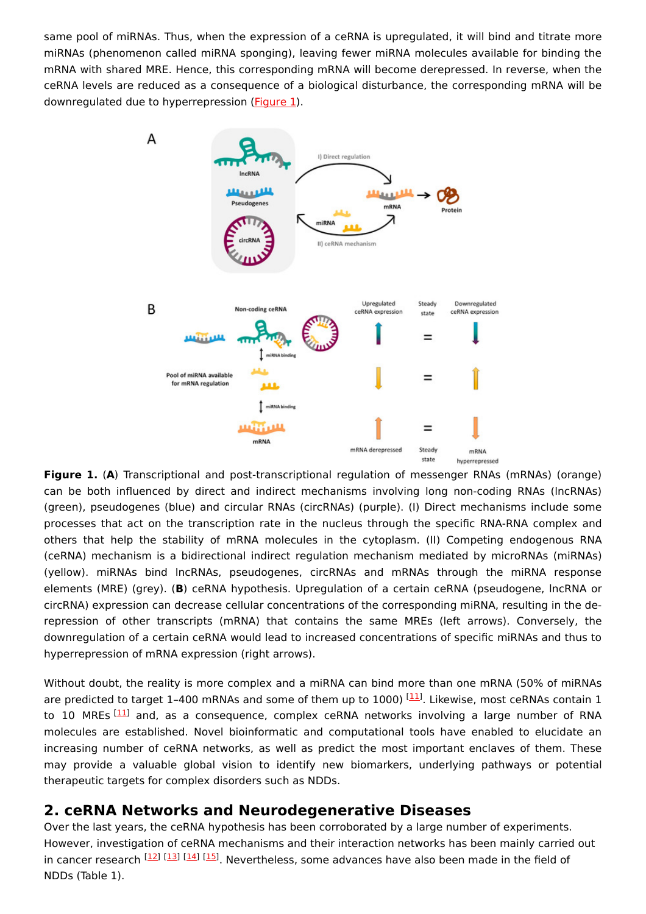same pool of miRNAs. Thus, when the expression of a ceRNA is upregulated, it will bind and titrate more miRNAs (phenomenon called miRNA sponging), leaving fewer miRNA molecules available for binding the mRNA with shared MRE. Hence, this corresponding mRNA will become derepressed. In reverse, when the ceRNA levels are reduced as a consequence of a biological disturbance, the corresponding mRNA will be downregulated due to hyperrepression (Figure 1).

**Figure 1.** (**A**) Transcriptional and post-transcriptional regulation of messenger RNAs (mRNAs) (orange) can be both influenced by direct and indirect mechanisms involving long non-coding RNAs (lncRNAs) (green), pseudogenes (blue) and circular RNAs (circRNAs) (purple). (I) Direct mechanisms include some processes that act on the transcription rate in the nucleus through the specific RNA-RNA complex and others that help the stability of mRNA molecules in the cytoplasm. (II) Competing endogenous RNA (ceRNA) mechanism is a bidirectional indirect regulation mechanism mediated by microRNAs (miRNAs) (yellow). miRNAs bind lncRNAs, pseudogenes, circRNAs and mRNAs through the miRNA response elements (MRE) (grey). (**B**) ceRNA hypothesis. Upregulation of a certain ceRNA (pseudogene, lncRNA or circRNA) expression can decrease cellular concentrations of the corresponding miRNA, resulting in the de-repression of other transcripts (mRNA) that contains the same MREs (left arrows). Conversely, the downregulation of a certain ceRNA would lead to increased concentrations of specific miRNAs and thus to hyperrepression of mRNA expression (right arrows).

Without doubt, the reality is more complex and a miRNA can bind more than one mRNA (50% of miRNAs are predicted to target 1–400 mRNAs and some of them up to 1000) [11]. Likewise, most ceRNAs contain 1 to 10 MREs [11] and, as a consequence, complex ceRNA networks involving a large number of RNA molecules are established. Novel bioinformatic and computational tools have enabled to elucidate an increasing number of ceRNA networks, as well as predict the most important enclaves of them. These may provide a valuable global vision to identify new biomarkers, underlying pathways or potential therapeutic targets for complex disorders such as NDDs.

## 2. ceRNA Networks and Neurodegenerative Diseases

Over the last years, the ceRNA hypothesis has been corroborated by a large number of experiments. However, investigation of ceRNA mechanisms and their interaction networks has been mainly carried out in cancer research [12] [13] [14] [15]. Nevertheless, some advances have also been made in the field of NDDs (Table 1).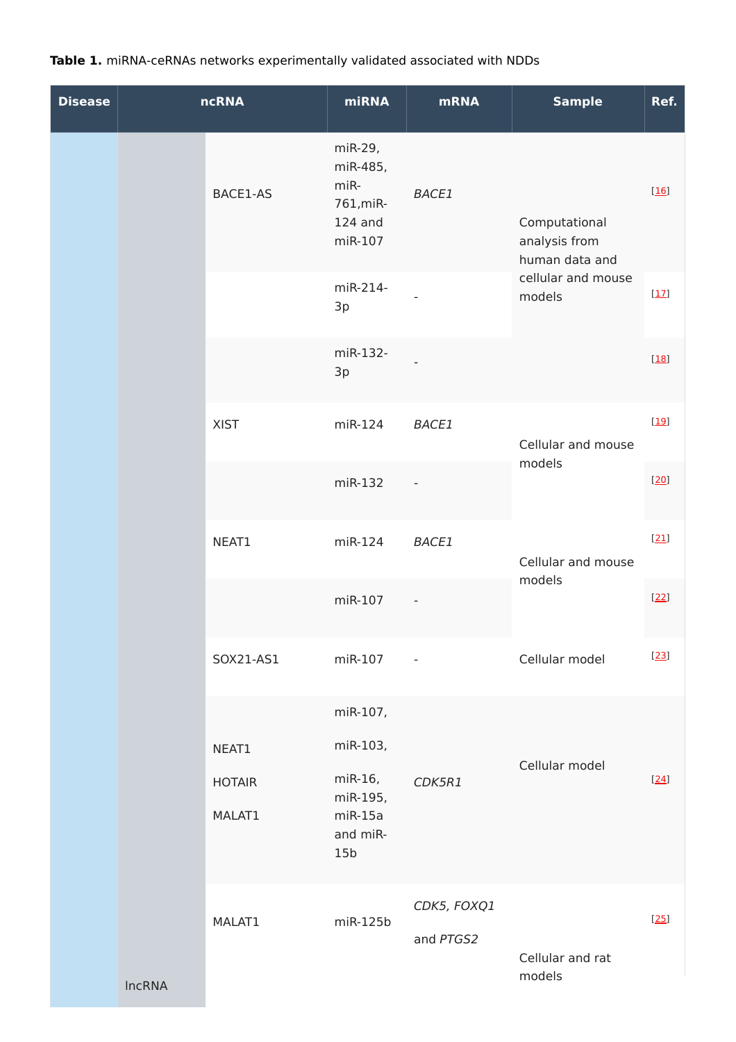**Table 1.** miRNA-ceRNAs networks experimentally validated associated with NDDs

| Disease | ncRNA | | miRNA | mRNA | Sample | Ref. |
|---|---|---|---|---|---|---|
| | | BACE1-AS | miR-29, miR-485, miR-761,miR-124 and miR-107 | *BACE1* | Computational analysis from human data and cellular and mouse models | [16] |
| | | | miR-214-3p | - | | [17] |
| | | | miR-132-3p | - | | [18] |
| | | XIST | miR-124 | *BACE1* | Cellular and mouse models | [19] |
| | | | miR-132 | - | | [20] |
| | | NEAT1 | miR-124 | *BACE1* | Cellular and mouse models | [21] |
| | | | miR-107 | - | | [22] |
| | | SOX21-AS1 | miR-107 | - | Cellular model | [23] |
| | | NEAT1 HOTAIR MALAT1 | miR-107, miR-103, miR-16, miR-195, miR-15a and miR-15b | *CDK5R1* | Cellular model | [24] |
| | lncRNA | MALAT1 | miR-125b | *CDK5, FOXQ1* and *PTGS2* | Cellular and rat models | [25] |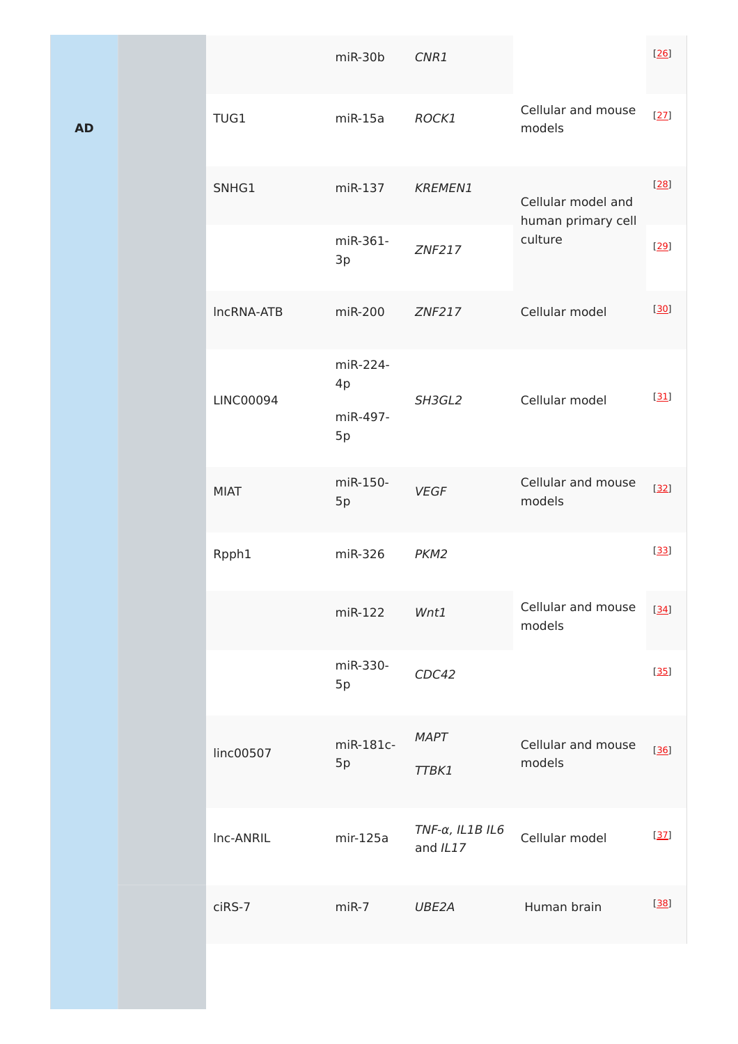| | | | | | | |
|---|---|---|---|---|---|---|
| AD | | | miR-30b | *CNR1* | | [26] |
| | | TUG1 | miR-15a | *ROCK1* | Cellular and mouse models | [27] |
| | | SNHG1 | miR-137 | *KREMEN1* | Cellular model and human primary cell culture | [28] |
| | | | miR-361-3p | *ZNF217* | | [29] |
| | | lncRNA-ATB | miR-200 | *ZNF217* | Cellular model | [30] |
| | | LINC00094 | miR-224-4p<br>miR-497-5p | *SH3GL2* | Cellular model | [31] |
| | | MIAT | miR-150-5p | *VEGF* | Cellular and mouse models | [32] |
| | | Rpph1 | miR-326 | *PKM2* | | [33] |
| | | | miR-122 | *Wnt1* | Cellular and mouse models | [34] |
| | | | miR-330-5p | *CDC42* | | [35] |
| | | linc00507 | miR-181c-5p | *MAPT*<br>*TTBK1* | Cellular and mouse models | [36] |
| | | lnc-ANRIL | mir-125a | *TNF-α, IL1B IL6* and *IL17* | Cellular model | [37] |
| | | ciRS-7 | miR-7 | *UBE2A* | Human brain | [38] |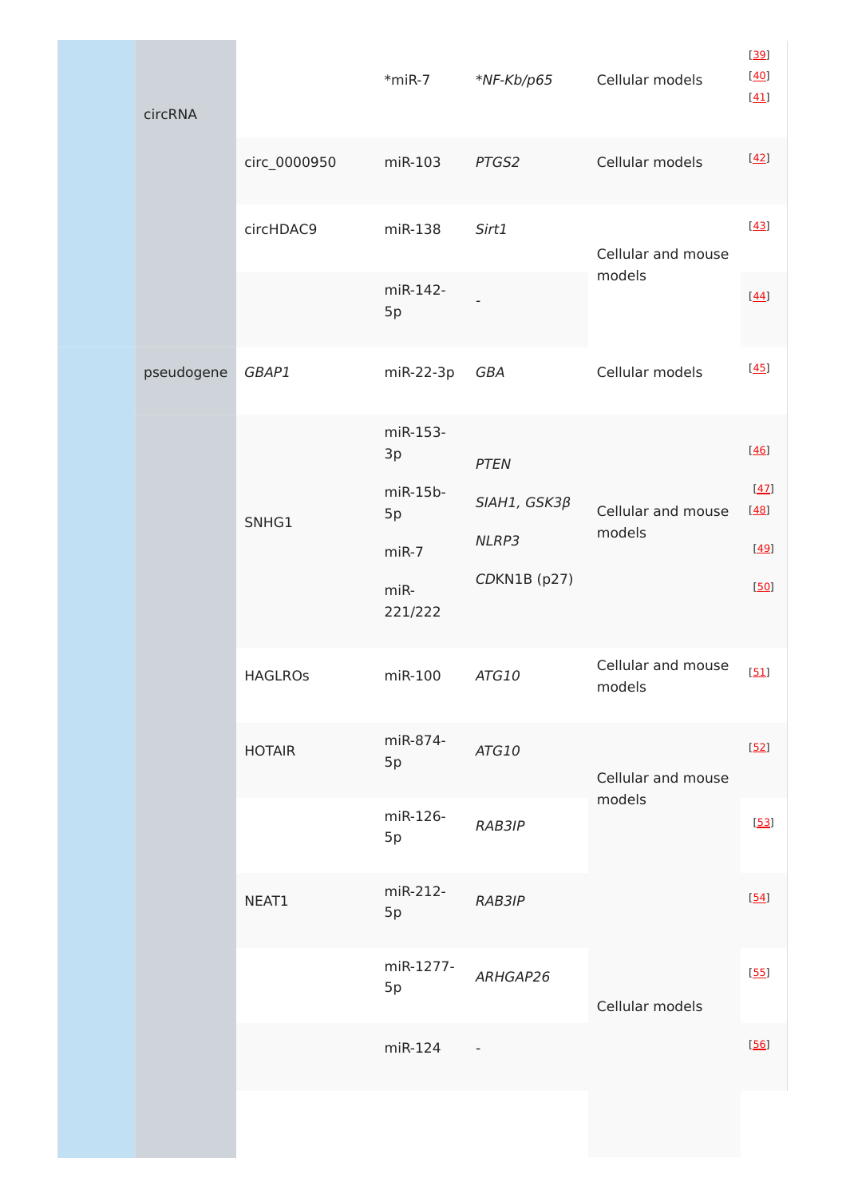| | | | | | | |
|---|---|---|---|---|---|---|
| | circRNA | | *miR-7 | *NF-Kb/p65 | Cellular models | [39] [40] [41] |
| | | circ_0000950 | miR-103 | PTGS2 | Cellular models | [42] |
| | | circHDAC9 | miR-138 | Sirt1 | Cellular and mouse models | [43] |
| | | | miR-142-5p | - | | [44] |
| | pseudogene | GBAP1 | miR-22-3p | GBA | Cellular models | [45] |
| | | SNHG1 | miR-153-3p<br>miR-15b-5p<br>miR-7<br>miR-221/222 | PTEN<br>SIAH1, GSK3β<br>NLRP3<br>CDKN1B (p27) | Cellular and mouse models | [46]<br>[47] [48]<br>[49]<br>[50] |
| | | HAGLROs | miR-100 | ATG10 | Cellular and mouse models | [51] |
| | | HOTAIR | miR-874-5p | ATG10 | Cellular and mouse models | [52] |
| | | | miR-126-5p | RAB3IP | | [53] |
| | | NEAT1 | miR-212-5p | RAB3IP | Cellular models | [54] |
| | | | miR-1277-5p | ARHGAP26 | | [55] |
| | | | miR-124 | - | | [56] |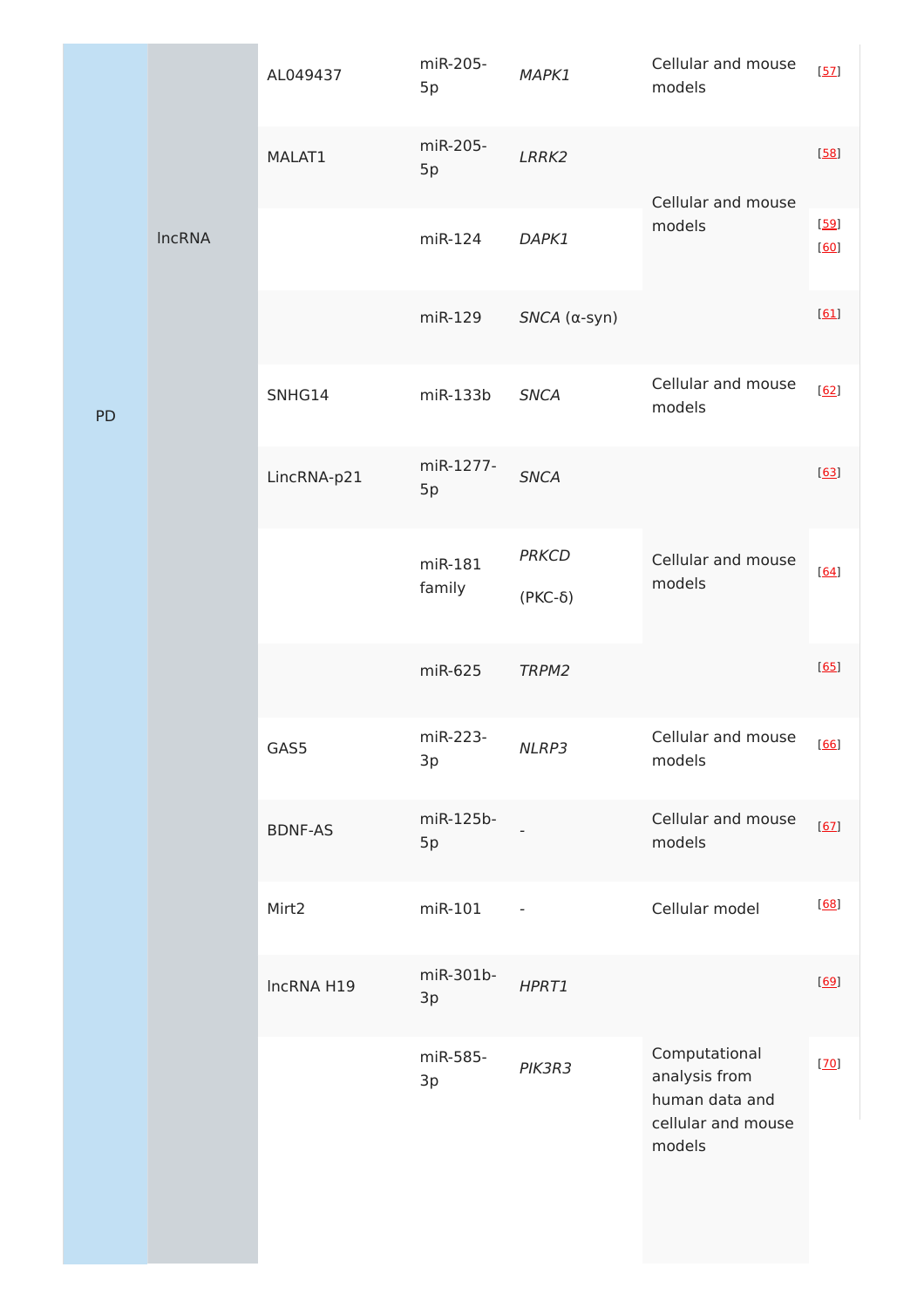| | | | | | | |
|---|---|---|---|---|---|---|
| PD | lncRNA | AL049437 | miR-205-5p | *MAPK1* | Cellular and mouse models | [57] |
| | | MALAT1 | miR-205-5p | *LRRK2* | Cellular and mouse models | [58] |
| | | | miR-124 | *DAPK1* | | [59] [60] |
| | | | miR-129 | *SNCA* (α-syn) | | [61] |
| | | SNHG14 | miR-133b | *SNCA* | Cellular and mouse models | [62] |
| | | LincRNA-p21 | miR-1277-5p | *SNCA* | | [63] |
| | | | miR-181 family | *PRKCD* (PKC-δ) | Cellular and mouse models | [64] |
| | | | miR-625 | *TRPM2* | | [65] |
| | | GAS5 | miR-223-3p | *NLRP3* | Cellular and mouse models | [66] |
| | | BDNF-AS | miR-125b-5p | - | Cellular and mouse models | [67] |
| | | Mirt2 | miR-101 | - | Cellular model | [68] |
| | | lncRNA H19 | miR-301b-3p | *HPRT1* | | [69] |
| | | | miR-585-3p | *PIK3R3* | Computational analysis from human data and cellular and mouse models | [70] |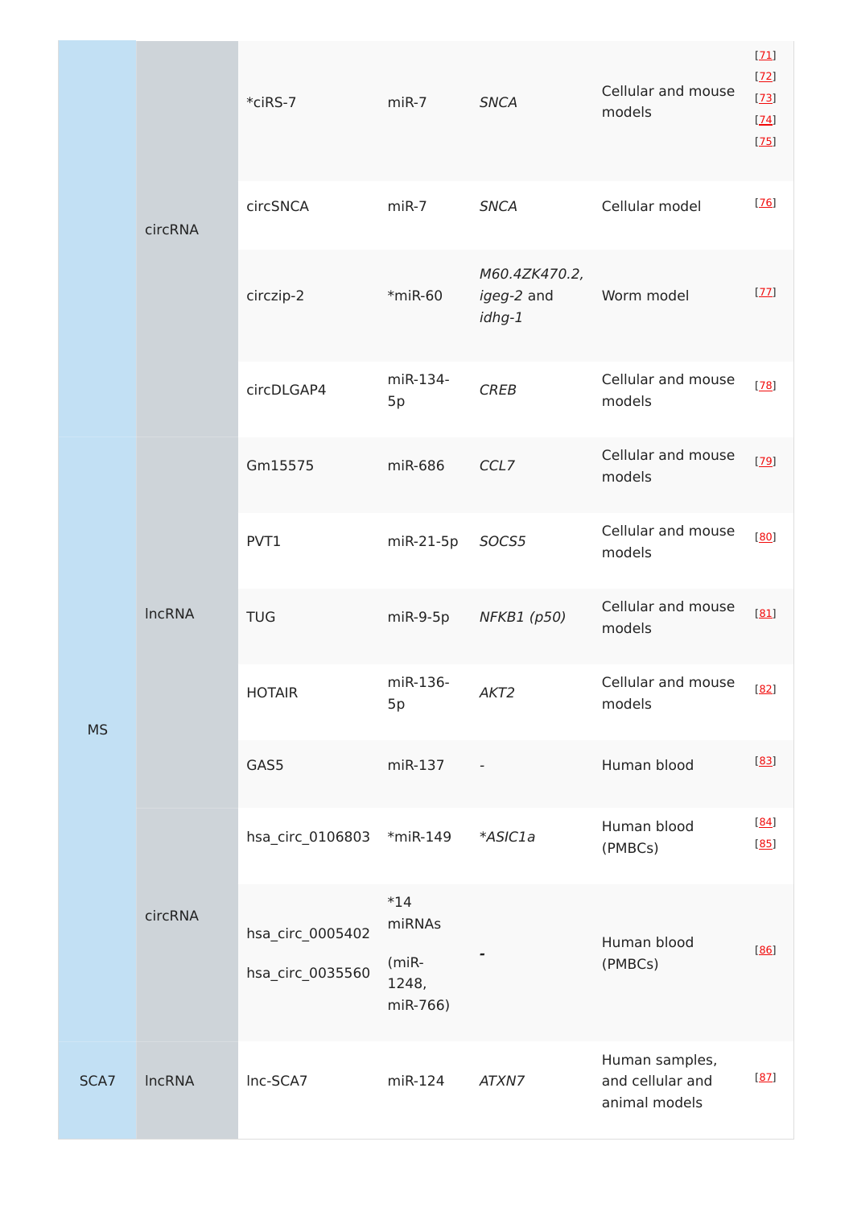| | | | | | | |
|---|---|---|---|---|---|---|
| | circRNA | *ciRS-7 | miR-7 | *SNCA* | Cellular and mouse models | [71] [72] [73] [74] [75] |
| | | circSNCA | miR-7 | *SNCA* | Cellular model | [76] |
| | | circzip-2 | *miR-60 | *M60.4ZK470.2, igeg-2* and *idhg-1* | Worm model | [77] |
| | | circDLGAP4 | miR-134-5p | *CREB* | Cellular and mouse models | [78] |
| MS | lncRNA | Gm15575 | miR-686 | *CCL7* | Cellular and mouse models | [79] |
| | | PVT1 | miR-21-5p | *SOCS5* | Cellular and mouse models | [80] |
| | | TUG | miR-9-5p | *NFKB1 (p50)* | Cellular and mouse models | [81] |
| | | HOTAIR | miR-136-5p | *AKT2* | Cellular and mouse models | [82] |
| | | GAS5 | miR-137 | - | Human blood | [83] |
| | circRNA | hsa_circ_0106803 | *miR-149 | **ASIC1a* | Human blood (PMBCs) | [84] [85] |
| | | hsa_circ_0005402 hsa_circ_0035560 | *14 miRNAs (miR-1248, miR-766) | - | Human blood (PMBCs) | [86] |
| SCA7 | lncRNA | lnc-SCA7 | miR-124 | *ATXN7* | Human samples, and cellular and animal models | [87] |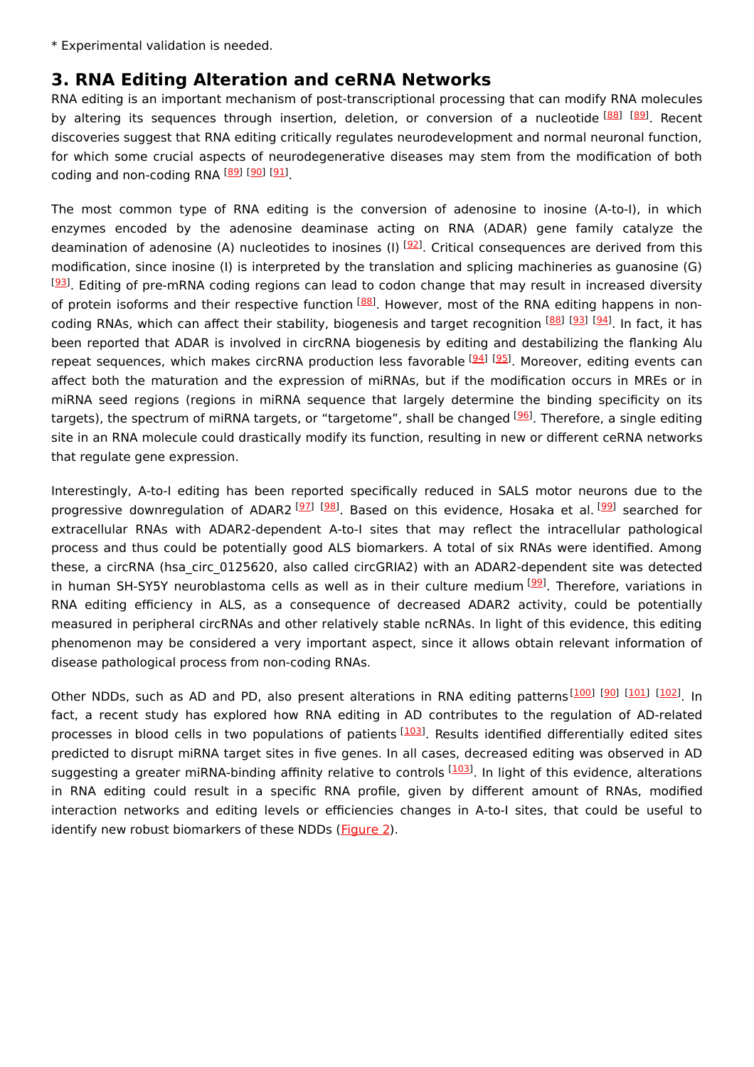* Experimental validation is needed.

## 3. RNA Editing Alteration and ceRNA Networks

RNA editing is an important mechanism of post-transcriptional processing that can modify RNA molecules by altering its sequences through insertion, deletion, or conversion of a nucleotide [88] [89]. Recent discoveries suggest that RNA editing critically regulates neurodevelopment and normal neuronal function, for which some crucial aspects of neurodegenerative diseases may stem from the modification of both coding and non-coding RNA [89] [90] [91].

The most common type of RNA editing is the conversion of adenosine to inosine (A-to-I), in which enzymes encoded by the adenosine deaminase acting on RNA (ADAR) gene family catalyze the deamination of adenosine (A) nucleotides to inosines (I) [92]. Critical consequences are derived from this modification, since inosine (I) is interpreted by the translation and splicing machineries as guanosine (G) [93]. Editing of pre-mRNA coding regions can lead to codon change that may result in increased diversity of protein isoforms and their respective function [88]. However, most of the RNA editing happens in non-coding RNAs, which can affect their stability, biogenesis and target recognition [88] [93] [94]. In fact, it has been reported that ADAR is involved in circRNA biogenesis by editing and destabilizing the flanking Alu repeat sequences, which makes circRNA production less favorable [94] [95]. Moreover, editing events can affect both the maturation and the expression of miRNAs, but if the modification occurs in MREs or in miRNA seed regions (regions in miRNA sequence that largely determine the binding specificity on its targets), the spectrum of miRNA targets, or “targetome”, shall be changed [96]. Therefore, a single editing site in an RNA molecule could drastically modify its function, resulting in new or different ceRNA networks that regulate gene expression.

Interestingly, A-to-I editing has been reported specifically reduced in SALS motor neurons due to the progressive downregulation of ADAR2 [97] [98]. Based on this evidence, Hosaka et al. [99] searched for extracellular RNAs with ADAR2-dependent A-to-I sites that may reflect the intracellular pathological process and thus could be potentially good ALS biomarkers. A total of six RNAs were identified. Among these, a circRNA (hsa_circ_0125620, also called circGRIA2) with an ADAR2-dependent site was detected in human SH-SY5Y neuroblastoma cells as well as in their culture medium [99]. Therefore, variations in RNA editing efficiency in ALS, as a consequence of decreased ADAR2 activity, could be potentially measured in peripheral circRNAs and other relatively stable ncRNAs. In light of this evidence, this editing phenomenon may be considered a very important aspect, since it allows obtain relevant information of disease pathological process from non-coding RNAs.

Other NDDs, such as AD and PD, also present alterations in RNA editing patterns [100] [90] [101] [102]. In fact, a recent study has explored how RNA editing in AD contributes to the regulation of AD-related processes in blood cells in two populations of patients [103]. Results identified differentially edited sites predicted to disrupt miRNA target sites in five genes. In all cases, decreased editing was observed in AD suggesting a greater miRNA-binding affinity relative to controls [103]. In light of this evidence, alterations in RNA editing could result in a specific RNA profile, given by different amount of RNAs, modified interaction networks and editing levels or efficiencies changes in A-to-I sites, that could be useful to identify new robust biomarkers of these NDDs (Figure 2).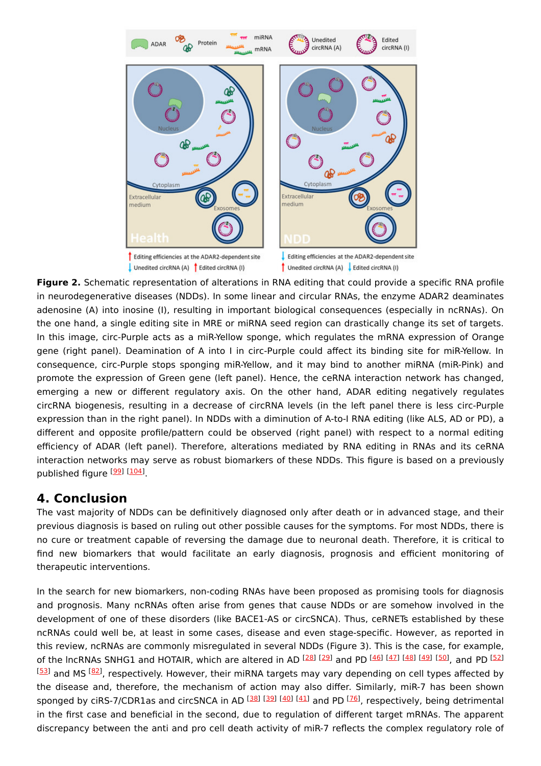**Figure 2.** Schematic representation of alterations in RNA editing that could provide a specific RNA profile in neurodegenerative diseases (NDDs). In some linear and circular RNAs, the enzyme ADAR2 deaminates adenosine (A) into inosine (I), resulting in important biological consequences (especially in ncRNAs). On the one hand, a single editing site in MRE or miRNA seed region can drastically change its set of targets. In this image, circ-Purple acts as a miR-Yellow sponge, which regulates the mRNA expression of Orange gene (right panel). Deamination of A into I in circ-Purple could affect its binding site for miR-Yellow. In consequence, circ-Purple stops sponging miR-Yellow, and it may bind to another miRNA (miR-Pink) and promote the expression of Green gene (left panel). Hence, the ceRNA interaction network has changed, emerging a new or different regulatory axis. On the other hand, ADAR editing negatively regulates circRNA biogenesis, resulting in a decrease of circRNA levels (in the left panel there is less circ-Purple expression than in the right panel). In NDDs with a diminution of A-to-I RNA editing (like ALS, AD or PD), a different and opposite profile/pattern could be observed (right panel) with respect to a normal editing efficiency of ADAR (left panel). Therefore, alterations mediated by RNA editing in RNAs and its ceRNA interaction networks may serve as robust biomarkers of these NDDs. This figure is based on a previously published figure [99] [104].

## 4. Conclusion

The vast majority of NDDs can be definitively diagnosed only after death or in advanced stage, and their previous diagnosis is based on ruling out other possible causes for the symptoms. For most NDDs, there is no cure or treatment capable of reversing the damage due to neuronal death. Therefore, it is critical to find new biomarkers that would facilitate an early diagnosis, prognosis and efficient monitoring of therapeutic interventions.

In the search for new biomarkers, non-coding RNAs have been proposed as promising tools for diagnosis and prognosis. Many ncRNAs often arise from genes that cause NDDs or are somehow involved in the development of one of these disorders (like BACE1-AS or circSNCA). Thus, ceRNETs established by these ncRNAs could well be, at least in some cases, disease and even stage-specific. However, as reported in this review, ncRNAs are commonly misregulated in several NDDs (Figure 3). This is the case, for example, of the lncRNAs SNHG1 and HOTAIR, which are altered in AD [28] [29] and PD [46] [47] [48] [49] [50], and PD [52] [53] and MS [82], respectively. However, their miRNA targets may vary depending on cell types affected by the disease and, therefore, the mechanism of action may also differ. Similarly, miR-7 has been shown sponged by ciRS-7/CDR1as and circSNCA in AD [38] [39] [40] [41] and PD [76], respectively, being detrimental in the first case and beneficial in the second, due to regulation of different target mRNAs. The apparent discrepancy between the anti and pro cell death activity of miR-7 reflects the complex regulatory role of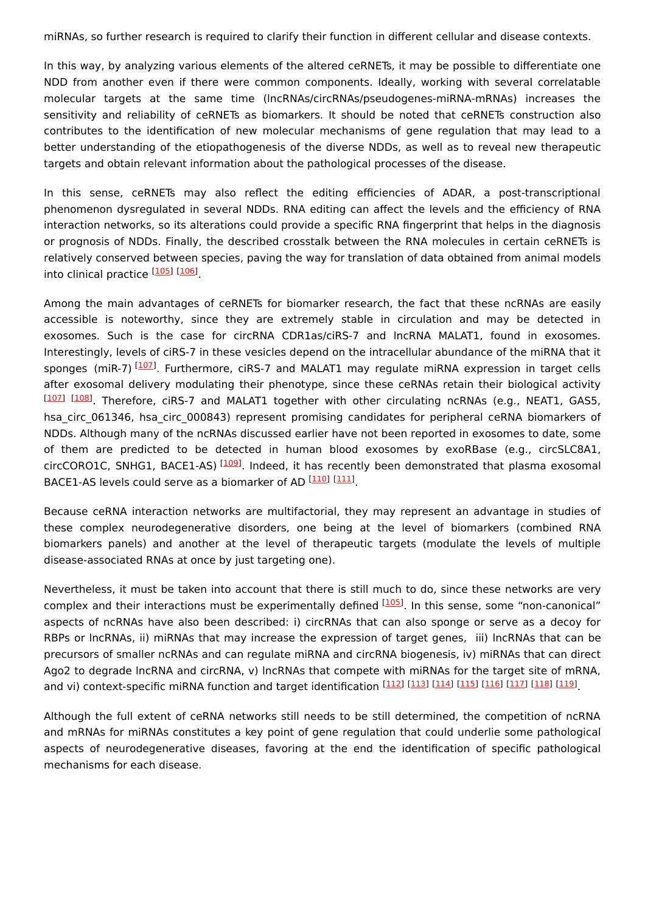miRNAs, so further research is required to clarify their function in different cellular and disease contexts.

In this way, by analyzing various elements of the altered ceRNETs, it may be possible to differentiate one NDD from another even if there were common components. Ideally, working with several correlatable molecular targets at the same time (lncRNAs/circRNAs/pseudogenes-miRNA-mRNAs) increases the sensitivity and reliability of ceRNETs as biomarkers. It should be noted that ceRNETs construction also contributes to the identification of new molecular mechanisms of gene regulation that may lead to a better understanding of the etiopathogenesis of the diverse NDDs, as well as to reveal new therapeutic targets and obtain relevant information about the pathological processes of the disease.

In this sense, ceRNETs may also reflect the editing efficiencies of ADAR, a post-transcriptional phenomenon dysregulated in several NDDs. RNA editing can affect the levels and the efficiency of RNA interaction networks, so its alterations could provide a specific RNA fingerprint that helps in the diagnosis or prognosis of NDDs. Finally, the described crosstalk between the RNA molecules in certain ceRNETs is relatively conserved between species, paving the way for translation of data obtained from animal models into clinical practice [105] [106].

Among the main advantages of ceRNETs for biomarker research, the fact that these ncRNAs are easily accessible is noteworthy, since they are extremely stable in circulation and may be detected in exosomes. Such is the case for circRNA CDR1as/ciRS-7 and lncRNA MALAT1, found in exosomes. Interestingly, levels of ciRS-7 in these vesicles depend on the intracellular abundance of the miRNA that it sponges (miR-7) [107]. Furthermore, ciRS-7 and MALAT1 may regulate miRNA expression in target cells after exosomal delivery modulating their phenotype, since these ceRNAs retain their biological activity [107] [108]. Therefore, ciRS-7 and MALAT1 together with other circulating ncRNAs (e.g., NEAT1, GAS5, hsa_circ_061346, hsa_circ_000843) represent promising candidates for peripheral ceRNA biomarkers of NDDs. Although many of the ncRNAs discussed earlier have not been reported in exosomes to date, some of them are predicted to be detected in human blood exosomes by exoRBase (e.g., circSLC8A1, circCORO1C, SNHG1, BACE1-AS) [109]. Indeed, it has recently been demonstrated that plasma exosomal BACE1-AS levels could serve as a biomarker of AD [110] [111].

Because ceRNA interaction networks are multifactorial, they may represent an advantage in studies of these complex neurodegenerative disorders, one being at the level of biomarkers (combined RNA biomarkers panels) and another at the level of therapeutic targets (modulate the levels of multiple disease-associated RNAs at once by just targeting one).

Nevertheless, it must be taken into account that there is still much to do, since these networks are very complex and their interactions must be experimentally defined [105]. In this sense, some “non-canonical” aspects of ncRNAs have also been described: i) circRNAs that can also sponge or serve as a decoy for RBPs or lncRNAs, ii) miRNAs that may increase the expression of target genes, iii) lncRNAs that can be precursors of smaller ncRNAs and can regulate miRNA and circRNA biogenesis, iv) miRNAs that can direct Ago2 to degrade lncRNA and circRNA, v) lncRNAs that compete with miRNAs for the target site of mRNA, and vi) context-specific miRNA function and target identification [112] [113] [114] [115] [116] [117] [118] [119].

Although the full extent of ceRNA networks still needs to be still determined, the competition of ncRNA and mRNAs for miRNAs constitutes a key point of gene regulation that could underlie some pathological aspects of neurodegenerative diseases, favoring at the end the identification of specific pathological mechanisms for each disease.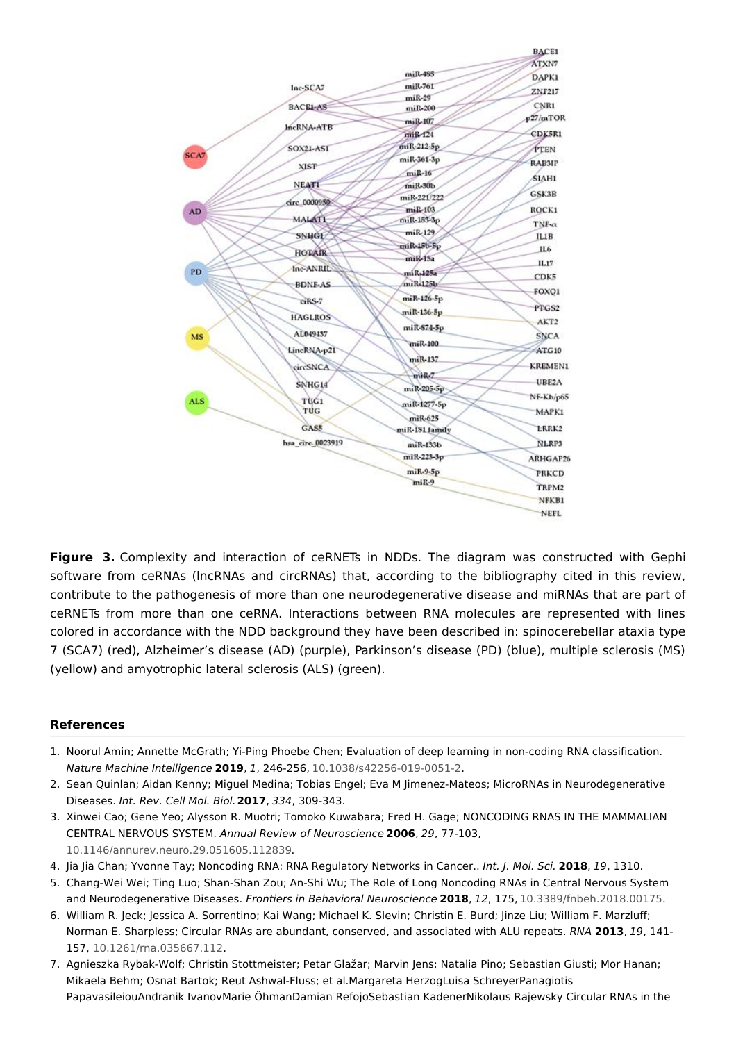**Figure 3.** Complexity and interaction of ceRNETs in NDDs. The diagram was constructed with Gephi software from ceRNAs (lncRNAs and circRNAs) that, according to the bibliography cited in this review, contribute to the pathogenesis of more than one neurodegenerative disease and miRNAs that are part of ceRNETs from more than one ceRNA. Interactions between RNA molecules are represented with lines colored in accordance with the NDD background they have been described in: spinocerebellar ataxia type 7 (SCA7) (red), Alzheimer's disease (AD) (purple), Parkinson's disease (PD) (blue), multiple sclerosis (MS) (yellow) and amyotrophic lateral sclerosis (ALS) (green).

## References

1. Noorul Amin; Annette McGrath; Yi-Ping Phoebe Chen; Evaluation of deep learning in non-coding RNA classification. *Nature Machine Intelligence* **2019**, *1*, 246-256, 10.1038/s42256-019-0051-2.
2. Sean Quinlan; Aidan Kenny; Miguel Medina; Tobias Engel; Eva M Jimenez-Mateos; MicroRNAs in Neurodegenerative Diseases. *Int. Rev. Cell Mol. Biol.* **2017**, *334*, 309-343.
3. Xinwei Cao; Gene Yeo; Alysson R. Muotri; Tomoko Kuwabara; Fred H. Gage; NONCODING RNAS IN THE MAMMALIAN CENTRAL NERVOUS SYSTEM. *Annual Review of Neuroscience* **2006**, *29*, 77-103, 10.1146/annurev.neuro.29.051605.112839.
4. Jia Jia Chan; Yvonne Tay; Noncoding RNA: RNA Regulatory Networks in Cancer.. *Int. J. Mol. Sci.* **2018**, *19*, 1310.
5. Chang-Wei Wei; Ting Luo; Shan-Shan Zou; An-Shi Wu; The Role of Long Noncoding RNAs in Central Nervous System and Neurodegenerative Diseases. *Frontiers in Behavioral Neuroscience* **2018**, *12*, 175, 10.3389/fnbeh.2018.00175.
6. William R. Jeck; Jessica A. Sorrentino; Kai Wang; Michael K. Slevin; Christin E. Burd; Jinze Liu; William F. Marzluff; Norman E. Sharpless; Circular RNAs are abundant, conserved, and associated with ALU repeats. *RNA* **2013**, *19*, 141-157, 10.1261/rna.035667.112.
7. Agnieszka Rybak-Wolf; Christin Stottmeister; Petar Glažar; Marvin Jens; Natalia Pino; Sebastian Giusti; Mor Hanan; Mikaela Behm; Osnat Bartok; Reut Ashwal-Fluss; et al.Margareta HerzogLuisa SchreyerPanagiotis PapavasileiouAndranik IvanovMarie ÖhmanDamian RefojoSebastian KadenerNikolaus Rajewsky Circular RNAs in the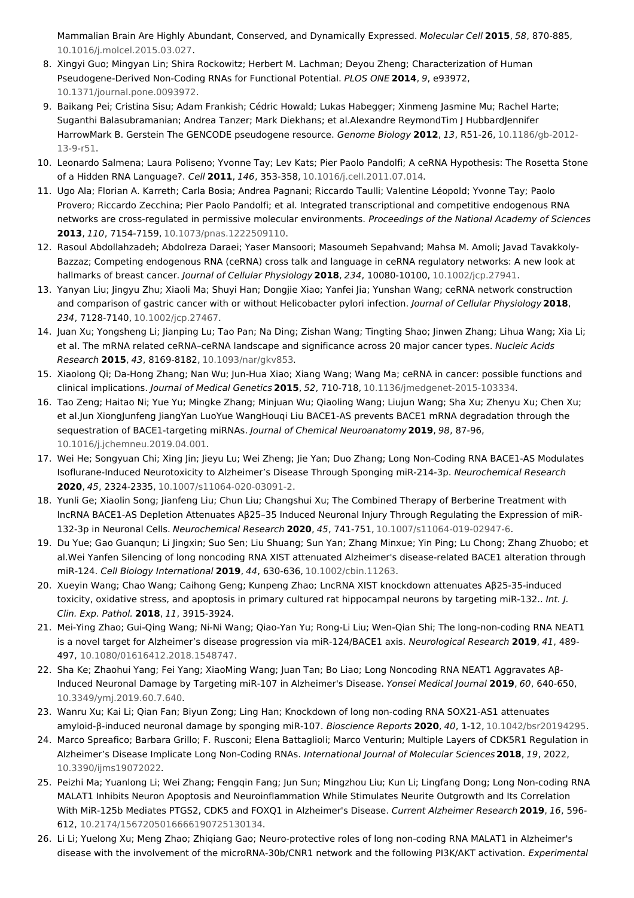Mammalian Brain Are Highly Abundant, Conserved, and Dynamically Expressed. *Molecular Cell* **2015**, *58*, 870-885, 10.1016/j.molcel.2015.03.027.

8. Xingyi Guo; Mingyan Lin; Shira Rockowitz; Herbert M. Lachman; Deyou Zheng; Characterization of Human Pseudogene-Derived Non-Coding RNAs for Functional Potential. *PLOS ONE* **2014**, *9*, e93972, 10.1371/journal.pone.0093972.
9. Baikang Pei; Cristina Sisu; Adam Frankish; Cédric Howald; Lukas Habegger; Xinmeng Jasmine Mu; Rachel Harte; Suganthi Balasubramanian; Andrea Tanzer; Mark Diekhans; et al.Alexandre ReymondTim J HubbardJennifer HarrowMark B. Gerstein The GENCODE pseudogene resource. *Genome Biology* **2012**, *13*, R51-26, 10.1186/gb-2012-13-9-r51.
10. Leonardo Salmena; Laura Poliseno; Yvonne Tay; Lev Kats; Pier Paolo Pandolfi; A ceRNA Hypothesis: The Rosetta Stone of a Hidden RNA Language?. *Cell* **2011**, *146*, 353-358, 10.1016/j.cell.2011.07.014.
11. Ugo Ala; Florian A. Karreth; Carla Bosia; Andrea Pagnani; Riccardo Taulli; Valentine Léopold; Yvonne Tay; Paolo Provero; Riccardo Zecchina; Pier Paolo Pandolfi; et al. Integrated transcriptional and competitive endogenous RNA networks are cross-regulated in permissive molecular environments. *Proceedings of the National Academy of Sciences* **2013**, *110*, 7154-7159, 10.1073/pnas.1222509110.
12. Rasoul Abdollahzadeh; Abdolreza Daraei; Yaser Mansoori; Masoumeh Sepahvand; Mahsa M. Amoli; Javad Tavakkoly-Bazzaz; Competing endogenous RNA (ceRNA) cross talk and language in ceRNA regulatory networks: A new look at hallmarks of breast cancer. *Journal of Cellular Physiology* **2018**, *234*, 10080-10100, 10.1002/jcp.27941.
13. Yanyan Liu; Jingyu Zhu; Xiaoli Ma; Shuyi Han; Dongjie Xiao; Yanfei Jia; Yunshan Wang; ceRNA network construction and comparison of gastric cancer with or without Helicobacter pylori infection. *Journal of Cellular Physiology* **2018**, *234*, 7128-7140, 10.1002/jcp.27467.
14. Juan Xu; Yongsheng Li; Jianping Lu; Tao Pan; Na Ding; Zishan Wang; Tingting Shao; Jinwen Zhang; Lihua Wang; Xia Li; et al. The mRNA related ceRNA–ceRNA landscape and significance across 20 major cancer types. *Nucleic Acids Research* **2015**, *43*, 8169-8182, 10.1093/nar/gkv853.
15. Xiaolong Qi; Da-Hong Zhang; Nan Wu; Jun-Hua Xiao; Xiang Wang; Wang Ma; ceRNA in cancer: possible functions and clinical implications. *Journal of Medical Genetics* **2015**, *52*, 710-718, 10.1136/jmedgenet-2015-103334.
16. Tao Zeng; Haitao Ni; Yue Yu; Mingke Zhang; Minjuan Wu; Qiaoling Wang; Liujun Wang; Sha Xu; Zhenyu Xu; Chen Xu; et al.Jun XiongJunfeng JiangYan LuoYue WangHouqi Liu BACE1-AS prevents BACE1 mRNA degradation through the sequestration of BACE1-targeting miRNAs. *Journal of Chemical Neuroanatomy* **2019**, *98*, 87-96, 10.1016/j.jchemneu.2019.04.001.
17. Wei He; Songyuan Chi; Xing Jin; Jieyu Lu; Wei Zheng; Jie Yan; Duo Zhang; Long Non-Coding RNA BACE1-AS Modulates Isoflurane-Induced Neurotoxicity to Alzheimer's Disease Through Sponging miR-214-3p. *Neurochemical Research* **2020**, *45*, 2324-2335, 10.1007/s11064-020-03091-2.
18. Yunli Ge; Xiaolin Song; Jianfeng Liu; Chun Liu; Changshui Xu; The Combined Therapy of Berberine Treatment with lncRNA BACE1-AS Depletion Attenuates Aβ25–35 Induced Neuronal Injury Through Regulating the Expression of miR-132-3p in Neuronal Cells. *Neurochemical Research* **2020**, *45*, 741-751, 10.1007/s11064-019-02947-6.
19. Du Yue; Gao Guanqun; Li Jingxin; Suo Sen; Liu Shuang; Sun Yan; Zhang Minxue; Yin Ping; Lu Chong; Zhang Zhuobo; et al.Wei Yanfen Silencing of long noncoding RNA XIST attenuated Alzheimer's disease-related BACE1 alteration through miR-124. *Cell Biology International* **2019**, *44*, 630-636, 10.1002/cbin.11263.
20. Xueyin Wang; Chao Wang; Caihong Geng; Kunpeng Zhao; LncRNA XIST knockdown attenuates Aβ25-35-induced toxicity, oxidative stress, and apoptosis in primary cultured rat hippocampal neurons by targeting miR-132.. *Int. J. Clin. Exp. Pathol.* **2018**, *11*, 3915-3924.
21. Mei-Ying Zhao; Gui-Qing Wang; Ni-Ni Wang; Qiao-Yan Yu; Rong-Li Liu; Wen-Qian Shi; The long-non-coding RNA NEAT1 is a novel target for Alzheimer's disease progression via miR-124/BACE1 axis. *Neurological Research* **2019**, *41*, 489-497, 10.1080/01616412.2018.1548747.
22. Sha Ke; Zhaohui Yang; Fei Yang; XiaoMing Wang; Juan Tan; Bo Liao; Long Noncoding RNA NEAT1 Aggravates Aβ-Induced Neuronal Damage by Targeting miR-107 in Alzheimer's Disease. *Yonsei Medical Journal* **2019**, *60*, 640-650, 10.3349/ymj.2019.60.7.640.
23. Wanru Xu; Kai Li; Qian Fan; Biyun Zong; Ling Han; Knockdown of long non-coding RNA SOX21-AS1 attenuates amyloid-β-induced neuronal damage by sponging miR-107. *Bioscience Reports* **2020**, *40*, 1-12, 10.1042/bsr20194295.
24. Marco Spreafico; Barbara Grillo; F. Rusconi; Elena Battaglioli; Marco Venturin; Multiple Layers of CDK5R1 Regulation in Alzheimer's Disease Implicate Long Non-Coding RNAs. *International Journal of Molecular Sciences* **2018**, *19*, 2022, 10.3390/ijms19072022.
25. Peizhi Ma; Yuanlong Li; Wei Zhang; Fengqin Fang; Jun Sun; Mingzhou Liu; Kun Li; Lingfang Dong; Long Non-coding RNA MALAT1 Inhibits Neuron Apoptosis and Neuroinflammation While Stimulates Neurite Outgrowth and Its Correlation With MiR-125b Mediates PTGS2, CDK5 and FOXQ1 in Alzheimer's Disease. *Current Alzheimer Research* **2019**, *16*, 596-612, 10.2174/1567205016666190725130134.
26. Li Li; Yuelong Xu; Meng Zhao; Zhiqiang Gao; Neuro-protective roles of long non-coding RNA MALAT1 in Alzheimer's disease with the involvement of the microRNA-30b/CNR1 network and the following PI3K/AKT activation. *Experimental*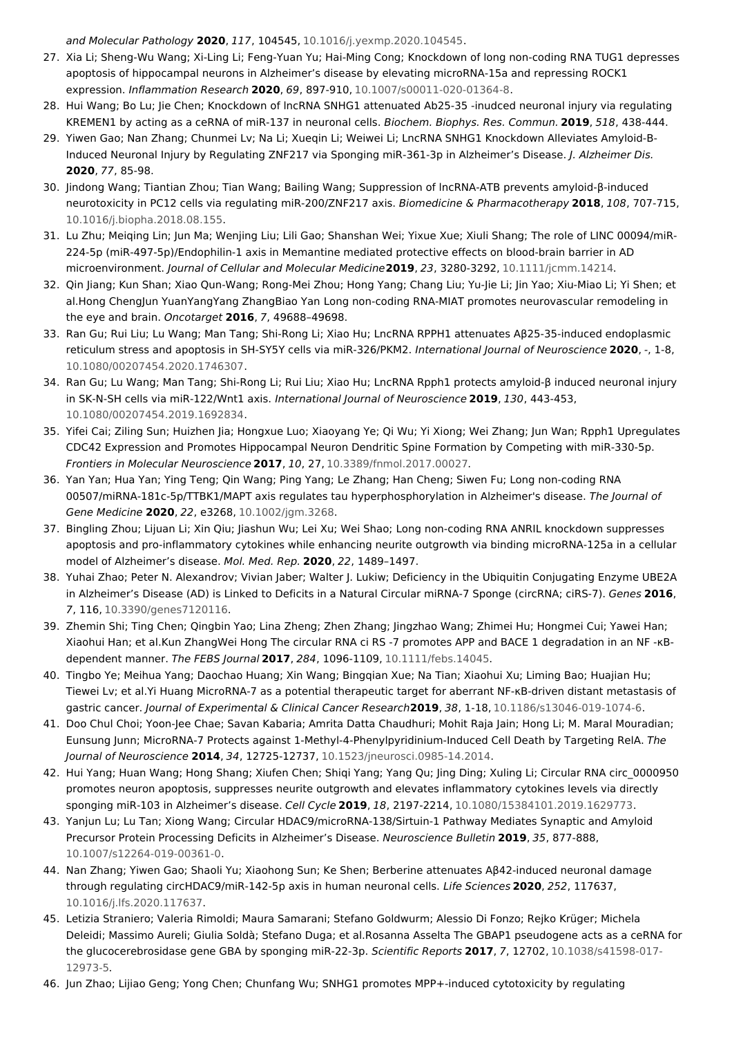*and Molecular Pathology* **2020**, *117*, 104545, 10.1016/j.yexmp.2020.104545.

27. Xia Li; Sheng-Wu Wang; Xi-Ling Li; Feng-Yuan Yu; Hai-Ming Cong; Knockdown of long non-coding RNA TUG1 depresses apoptosis of hippocampal neurons in Alzheimer's disease by elevating microRNA-15a and repressing ROCK1 expression. *Inflammation Research* **2020**, *69*, 897-910, 10.1007/s00011-020-01364-8.
28. Hui Wang; Bo Lu; Jie Chen; Knockdown of lncRNA SNHG1 attenuated Ab25-35 -inudced neuronal injury via regulating KREMEN1 by acting as a ceRNA of miR-137 in neuronal cells. *Biochem. Biophys. Res. Commun.* **2019**, *518*, 438-444.
29. Yiwen Gao; Nan Zhang; Chunmei Lv; Na Li; Xueqin Li; Weiwei Li; LncRNA SNHG1 Knockdown Alleviates Amyloid-Β-Induced Neuronal Injury by Regulating ZNF217 via Sponging miR-361-3p in Alzheimer's Disease. *J. Alzheimer Dis.* **2020**, *77*, 85-98.
30. Jindong Wang; Tiantian Zhou; Tian Wang; Bailing Wang; Suppression of lncRNA-ATB prevents amyloid-β-induced neurotoxicity in PC12 cells via regulating miR-200/ZNF217 axis. *Biomedicine & Pharmacotherapy* **2018**, *108*, 707-715, 10.1016/j.biopha.2018.08.155.
31. Lu Zhu; Meiqing Lin; Jun Ma; Wenjing Liu; Lili Gao; Shanshan Wei; Yixue Xue; Xiuli Shang; The role of LINC 00094/miR-224-5p (miR-497-5p)/Endophilin-1 axis in Memantine mediated protective effects on blood-brain barrier in AD microenvironment. *Journal of Cellular and Molecular Medicine* **2019**, *23*, 3280-3292, 10.1111/jcmm.14214.
32. Qin Jiang; Kun Shan; Xiao Qun-Wang; Rong-Mei Zhou; Hong Yang; Chang Liu; Yu-Jie Li; Jin Yao; Xiu-Miao Li; Yi Shen; et al.Hong ChengJun YuanYangYang ZhangBiao Yan Long non-coding RNA-MIAT promotes neurovascular remodeling in the eye and brain. *Oncotarget* **2016**, *7*, 49688–49698.
33. Ran Gu; Rui Liu; Lu Wang; Man Tang; Shi-Rong Li; Xiao Hu; LncRNA RPPH1 attenuates Aβ25-35-induced endoplasmic reticulum stress and apoptosis in SH-SY5Y cells via miR-326/PKM2. *International Journal of Neuroscience* **2020**, -, 1-8, 10.1080/00207454.2020.1746307.
34. Ran Gu; Lu Wang; Man Tang; Shi-Rong Li; Rui Liu; Xiao Hu; LncRNA Rpph1 protects amyloid-β induced neuronal injury in SK-N-SH cells via miR-122/Wnt1 axis. *International Journal of Neuroscience* **2019**, *130*, 443-453, 10.1080/00207454.2019.1692834.
35. Yifei Cai; Ziling Sun; Huizhen Jia; Hongxue Luo; Xiaoyang Ye; Qi Wu; Yi Xiong; Wei Zhang; Jun Wan; Rpph1 Upregulates CDC42 Expression and Promotes Hippocampal Neuron Dendritic Spine Formation by Competing with miR-330-5p. *Frontiers in Molecular Neuroscience* **2017**, *10*, 27, 10.3389/fnmol.2017.00027.
36. Yan Yan; Hua Yan; Ying Teng; Qin Wang; Ping Yang; Le Zhang; Han Cheng; Siwen Fu; Long non-coding RNA 00507/miRNA-181c-5p/TTBK1/MAPT axis regulates tau hyperphosphorylation in Alzheimer's disease. *The Journal of Gene Medicine* **2020**, *22*, e3268, 10.1002/jgm.3268.
37. Bingling Zhou; Lijuan Li; Xin Qiu; Jiashun Wu; Lei Xu; Wei Shao; Long non-coding RNA ANRIL knockdown suppresses apoptosis and pro-inflammatory cytokines while enhancing neurite outgrowth via binding microRNA-125a in a cellular model of Alzheimer's disease. *Mol. Med. Rep.* **2020**, *22*, 1489–1497.
38. Yuhai Zhao; Peter N. Alexandrov; Vivian Jaber; Walter J. Lukiw; Deficiency in the Ubiquitin Conjugating Enzyme UBE2A in Alzheimer's Disease (AD) is Linked to Deficits in a Natural Circular miRNA-7 Sponge (circRNA; ciRS-7). *Genes* **2016**, *7*, 116, 10.3390/genes7120116.
39. Zhemin Shi; Ting Chen; Qingbin Yao; Lina Zheng; Zhen Zhang; Jingzhao Wang; Zhimei Hu; Hongmei Cui; Yawei Han; Xiaohui Han; et al.Kun ZhangWei Hong The circular RNA ci RS -7 promotes APP and BACE 1 degradation in an NF -κB-dependent manner. *The FEBS Journal* **2017**, *284*, 1096-1109, 10.1111/febs.14045.
40. Tingbo Ye; Meihua Yang; Daochao Huang; Xin Wang; Bingqian Xue; Na Tian; Xiaohui Xu; Liming Bao; Huajian Hu; Tiewei Lv; et al.Yi Huang MicroRNA-7 as a potential therapeutic target for aberrant NF-κB-driven distant metastasis of gastric cancer. *Journal of Experimental & Clinical Cancer Research* **2019**, *38*, 1-18, 10.1186/s13046-019-1074-6.
41. Doo Chul Choi; Yoon-Jee Chae; Savan Kabaria; Amrita Datta Chaudhuri; Mohit Raja Jain; Hong Li; M. Maral Mouradian; Eunsung Junn; MicroRNA-7 Protects against 1-Methyl-4-Phenylpyridinium-Induced Cell Death by Targeting RelA. *The Journal of Neuroscience* **2014**, *34*, 12725-12737, 10.1523/jneurosci.0985-14.2014.
42. Hui Yang; Huan Wang; Hong Shang; Xiufen Chen; Shiqi Yang; Yang Qu; Jing Ding; Xuling Li; Circular RNA circ_0000950 promotes neuron apoptosis, suppresses neurite outgrowth and elevates inflammatory cytokines levels via directly sponging miR-103 in Alzheimer's disease. *Cell Cycle* **2019**, *18*, 2197-2214, 10.1080/15384101.2019.1629773.
43. Yanjun Lu; Lu Tan; Xiong Wang; Circular HDAC9/microRNA-138/Sirtuin-1 Pathway Mediates Synaptic and Amyloid Precursor Protein Processing Deficits in Alzheimer's Disease. *Neuroscience Bulletin* **2019**, *35*, 877-888, 10.1007/s12264-019-00361-0.
44. Nan Zhang; Yiwen Gao; Shaoli Yu; Xiaohong Sun; Ke Shen; Berberine attenuates Aβ42-induced neuronal damage through regulating circHDAC9/miR-142-5p axis in human neuronal cells. *Life Sciences* **2020**, *252*, 117637, 10.1016/j.lfs.2020.117637.
45. Letizia Straniero; Valeria Rimoldi; Maura Samarani; Stefano Goldwurm; Alessio Di Fonzo; Rejko Krüger; Michela Deleidi; Massimo Aureli; Giulia Soldà; Stefano Duga; et al.Rosanna Asselta The GBAP1 pseudogene acts as a ceRNA for the glucocerebrosidase gene GBA by sponging miR-22-3p. *Scientific Reports* **2017**, *7*, 12702, 10.1038/s41598-017-12973-5.
46. Jun Zhao; Lijiao Geng; Yong Chen; Chunfang Wu; SNHG1 promotes MPP+-induced cytotoxicity by regulating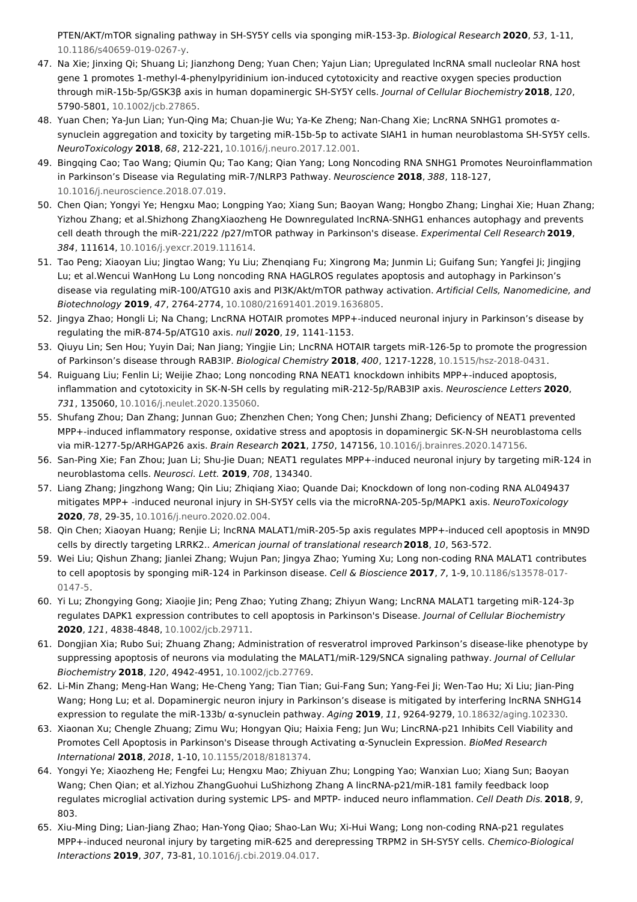PTEN/AKT/mTOR signaling pathway in SH-SY5Y cells via sponging miR-153-3p. *Biological Research* **2020**, *53*, 1-11, 10.1186/s40659-019-0267-y.

47. Na Xie; Jinxing Qi; Shuang Li; Jianzhong Deng; Yuan Chen; Yajun Lian; Upregulated lncRNA small nucleolar RNA host gene 1 promotes 1-methyl-4-phenylpyridinium ion-induced cytotoxicity and reactive oxygen species production through miR-15b-5p/GSK3β axis in human dopaminergic SH-SY5Y cells. *Journal of Cellular Biochemistry* **2018**, *120*, 5790-5801, 10.1002/jcb.27865.
48. Yuan Chen; Ya-Jun Lian; Yun-Qing Ma; Chuan-Jie Wu; Ya-Ke Zheng; Nan-Chang Xie; LncRNA SNHG1 promotes α-synuclein aggregation and toxicity by targeting miR-15b-5p to activate SIAH1 in human neuroblastoma SH-SY5Y cells. *NeuroToxicology* **2018**, *68*, 212-221, 10.1016/j.neuro.2017.12.001.
49. Bingqing Cao; Tao Wang; Qiumin Qu; Tao Kang; Qian Yang; Long Noncoding RNA SNHG1 Promotes Neuroinflammation in Parkinson's Disease via Regulating miR-7/NLRP3 Pathway. *Neuroscience* **2018**, *388*, 118-127, 10.1016/j.neuroscience.2018.07.019.
50. Chen Qian; Yongyi Ye; Hengxu Mao; Longping Yao; Xiang Sun; Baoyan Wang; Hongbo Zhang; Linghai Xie; Huan Zhang; Yizhou Zhang; et al.Shizhong ZhangXiaozheng He Downregulated lncRNA-SNHG1 enhances autophagy and prevents cell death through the miR-221/222 /p27/mTOR pathway in Parkinson's disease. *Experimental Cell Research* **2019**, *384*, 111614, 10.1016/j.yexcr.2019.111614.
51. Tao Peng; Xiaoyan Liu; Jingtao Wang; Yu Liu; Zhenqiang Fu; Xingrong Ma; Junmin Li; Guifang Sun; Yangfei Ji; Jingjing Lu; et al.Wencui WanHong Lu Long noncoding RNA HAGLROS regulates apoptosis and autophagy in Parkinson's disease via regulating miR-100/ATG10 axis and PI3K/Akt/mTOR pathway activation. *Artificial Cells, Nanomedicine, and Biotechnology* **2019**, *47*, 2764-2774, 10.1080/21691401.2019.1636805.
52. Jingya Zhao; Hongli Li; Na Chang; LncRNA HOTAIR promotes MPP+-induced neuronal injury in Parkinson's disease by regulating the miR-874-5p/ATG10 axis. *null* **2020**, *19*, 1141-1153.
53. Qiuyu Lin; Sen Hou; Yuyin Dai; Nan Jiang; Yingjie Lin; LncRNA HOTAIR targets miR-126-5p to promote the progression of Parkinson's disease through RAB3IP. *Biological Chemistry* **2018**, *400*, 1217-1228, 10.1515/hsz-2018-0431.
54. Ruiguang Liu; Fenlin Li; Weijie Zhao; Long noncoding RNA NEAT1 knockdown inhibits MPP+-induced apoptosis, inflammation and cytotoxicity in SK-N-SH cells by regulating miR-212-5p/RAB3IP axis. *Neuroscience Letters* **2020**, *731*, 135060, 10.1016/j.neulet.2020.135060.
55. Shufang Zhou; Dan Zhang; Junnan Guo; Zhenzhen Chen; Yong Chen; Junshi Zhang; Deficiency of NEAT1 prevented MPP+-induced inflammatory response, oxidative stress and apoptosis in dopaminergic SK-N-SH neuroblastoma cells via miR-1277-5p/ARHGAP26 axis. *Brain Research* **2021**, *1750*, 147156, 10.1016/j.brainres.2020.147156.
56. San-Ping Xie; Fan Zhou; Juan Li; Shu-Jie Duan; NEAT1 regulates MPP+-induced neuronal injury by targeting miR-124 in neuroblastoma cells. *Neurosci. Lett.* **2019**, *708*, 134340.
57. Liang Zhang; Jingzhong Wang; Qin Liu; Zhiqiang Xiao; Quande Dai; Knockdown of long non-coding RNA AL049437 mitigates MPP+ -induced neuronal injury in SH-SY5Y cells via the microRNA-205-5p/MAPK1 axis. *NeuroToxicology* **2020**, *78*, 29-35, 10.1016/j.neuro.2020.02.004.
58. Qin Chen; Xiaoyan Huang; Renjie Li; lncRNA MALAT1/miR-205-5p axis regulates MPP+-induced cell apoptosis in MN9D cells by directly targeting LRRK2.. *American journal of translational research* **2018**, *10*, 563-572.
59. Wei Liu; Qishun Zhang; Jianlei Zhang; Wujun Pan; Jingya Zhao; Yuming Xu; Long non-coding RNA MALAT1 contributes to cell apoptosis by sponging miR-124 in Parkinson disease. *Cell & Bioscience* **2017**, *7*, 1-9, 10.1186/s13578-017-0147-5.
60. Yi Lu; Zhongying Gong; Xiaojie Jin; Peng Zhao; Yuting Zhang; Zhiyun Wang; LncRNA MALAT1 targeting miR-124-3p regulates DAPK1 expression contributes to cell apoptosis in Parkinson's Disease. *Journal of Cellular Biochemistry* **2020**, *121*, 4838-4848, 10.1002/jcb.29711.
61. Dongjian Xia; Rubo Sui; Zhuang Zhang; Administration of resveratrol improved Parkinson's disease-like phenotype by suppressing apoptosis of neurons via modulating the MALAT1/miR-129/SNCA signaling pathway. *Journal of Cellular Biochemistry* **2018**, *120*, 4942-4951, 10.1002/jcb.27769.
62. Li-Min Zhang; Meng-Han Wang; He-Cheng Yang; Tian Tian; Gui-Fang Sun; Yang-Fei Ji; Wen-Tao Hu; Xi Liu; Jian-Ping Wang; Hong Lu; et al. Dopaminergic neuron injury in Parkinson's disease is mitigated by interfering lncRNA SNHG14 expression to regulate the miR-133b/ α-synuclein pathway. *Aging* **2019**, *11*, 9264-9279, 10.18632/aging.102330.
63. Xiaonan Xu; Chengle Zhuang; Zimu Wu; Hongyan Qiu; Haixia Feng; Jun Wu; LincRNA-p21 Inhibits Cell Viability and Promotes Cell Apoptosis in Parkinson's Disease through Activating α-Synuclein Expression. *BioMed Research International* **2018**, *2018*, 1-10, 10.1155/2018/8181374.
64. Yongyi Ye; Xiaozheng He; Fengfei Lu; Hengxu Mao; Zhiyuan Zhu; Longping Yao; Wanxian Luo; Xiang Sun; Baoyan Wang; Chen Qian; et al.Yizhou ZhangGuohui LuShizhong Zhang A lincRNA-p21/miR-181 family feedback loop regulates microglial activation during systemic LPS- and MPTP- induced neuro inflammation. *Cell Death Dis.* **2018**, *9*, 803.
65. Xiu-Ming Ding; Lian-Jiang Zhao; Han-Yong Qiao; Shao-Lan Wu; Xi-Hui Wang; Long non-coding RNA-p21 regulates MPP+-induced neuronal injury by targeting miR-625 and derepressing TRPM2 in SH-SY5Y cells. *Chemico-Biological Interactions* **2019**, *307*, 73-81, 10.1016/j.cbi.2019.04.017.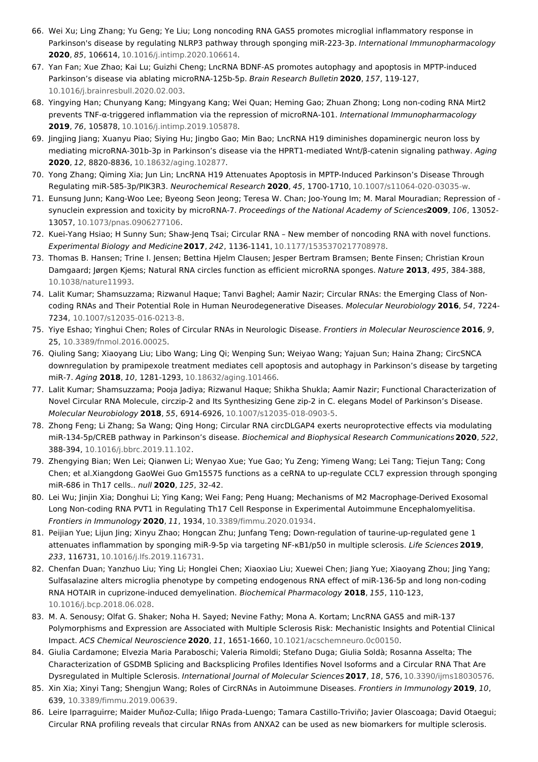66. Wei Xu; Ling Zhang; Yu Geng; Ye Liu; Long noncoding RNA GAS5 promotes microglial inflammatory response in Parkinson's disease by regulating NLRP3 pathway through sponging miR-223-3p. *International Immunopharmacology* **2020**, *85*, 106614, 10.1016/j.intimp.2020.106614.
67. Yan Fan; Xue Zhao; Kai Lu; Guizhi Cheng; LncRNA BDNF-AS promotes autophagy and apoptosis in MPTP-induced Parkinson's disease via ablating microRNA-125b-5p. *Brain Research Bulletin* **2020**, *157*, 119-127, 10.1016/j.brainresbull.2020.02.003.
68. Yingying Han; Chunyang Kang; Mingyang Kang; Wei Quan; Heming Gao; Zhuan Zhong; Long non-coding RNA Mirt2 prevents TNF-α-triggered inflammation via the repression of microRNA-101. *International Immunopharmacology* **2019**, *76*, 105878, 10.1016/j.intimp.2019.105878.
69. Jingjing Jiang; Xuanyu Piao; Siying Hu; Jingbo Gao; Min Bao; LncRNA H19 diminishes dopaminergic neuron loss by mediating microRNA-301b-3p in Parkinson's disease via the HPRT1-mediated Wnt/β-catenin signaling pathway. *Aging* **2020**, *12*, 8820-8836, 10.18632/aging.102877.
70. Yong Zhang; Qiming Xia; Jun Lin; LncRNA H19 Attenuates Apoptosis in MPTP-Induced Parkinson's Disease Through Regulating miR-585-3p/PIK3R3. *Neurochemical Research* **2020**, *45*, 1700-1710, 10.1007/s11064-020-03035-w.
71. Eunsung Junn; Kang-Woo Lee; Byeong Seon Jeong; Teresa W. Chan; Joo-Young Im; M. Maral Mouradian; Repression of -synuclein expression and toxicity by microRNA-7. *Proceedings of the National Academy of Sciences* **2009**, *106*, 13052-13057, 10.1073/pnas.0906277106.
72. Kuei-Yang Hsiao; H Sunny Sun; Shaw-Jenq Tsai; Circular RNA – New member of noncoding RNA with novel functions. *Experimental Biology and Medicine* **2017**, *242*, 1136-1141, 10.1177/1535370217708978.
73. Thomas B. Hansen; Trine I. Jensen; Bettina Hjelm Clausen; Jesper Bertram Bramsen; Bente Finsen; Christian Kroun Damgaard; Jørgen Kjems; Natural RNA circles function as efficient microRNA sponges. *Nature* **2013**, *495*, 384-388, 10.1038/nature11993.
74. Lalit Kumar; Shamsuzzama; Rizwanul Haque; Tanvi Baghel; Aamir Nazir; Circular RNAs: the Emerging Class of Non-coding RNAs and Their Potential Role in Human Neurodegenerative Diseases. *Molecular Neurobiology* **2016**, *54*, 7224-7234, 10.1007/s12035-016-0213-8.
75. Yiye Eshao; Yinghui Chen; Roles of Circular RNAs in Neurologic Disease. *Frontiers in Molecular Neuroscience* **2016**, *9*, 25, 10.3389/fnmol.2016.00025.
76. Qiuling Sang; Xiaoyang Liu; Libo Wang; Ling Qi; Wenping Sun; Weiyao Wang; Yajuan Sun; Haina Zhang; CircSNCA downregulation by pramipexole treatment mediates cell apoptosis and autophagy in Parkinson's disease by targeting miR-7. *Aging* **2018**, *10*, 1281-1293, 10.18632/aging.101466.
77. Lalit Kumar; Shamsuzzama; Pooja Jadiya; Rizwanul Haque; Shikha Shukla; Aamir Nazir; Functional Characterization of Novel Circular RNA Molecule, circzip-2 and Its Synthesizing Gene zip-2 in C. elegans Model of Parkinson's Disease. *Molecular Neurobiology* **2018**, *55*, 6914-6926, 10.1007/s12035-018-0903-5.
78. Zhong Feng; Li Zhang; Sa Wang; Qing Hong; Circular RNA circDLGAP4 exerts neuroprotective effects via modulating miR-134-5p/CREB pathway in Parkinson's disease. *Biochemical and Biophysical Research Communications* **2020**, *522*, 388-394, 10.1016/j.bbrc.2019.11.102.
79. Zhengying Bian; Wen Lei; Qianwen Li; Wenyao Xue; Yue Gao; Yu Zeng; Yimeng Wang; Lei Tang; Tiejun Tang; Cong Chen; et al.Xiangdong GaoWei Guo Gm15575 functions as a ceRNA to up-regulate CCL7 expression through sponging miR-686 in Th17 cells.. *null* **2020**, *125*, 32-42.
80. Lei Wu; Jinjin Xia; Donghui Li; Ying Kang; Wei Fang; Peng Huang; Mechanisms of M2 Macrophage-Derived Exosomal Long Non-coding RNA PVT1 in Regulating Th17 Cell Response in Experimental Autoimmune Encephalomyelitisa. *Frontiers in Immunology* **2020**, *11*, 1934, 10.3389/fimmu.2020.01934.
81. Peijian Yue; Lijun Jing; Xinyu Zhao; Hongcan Zhu; Junfang Teng; Down-regulation of taurine-up-regulated gene 1 attenuates inflammation by sponging miR-9-5p via targeting NF-κB1/p50 in multiple sclerosis. *Life Sciences* **2019**, *233*, 116731, 10.1016/j.lfs.2019.116731.
82. Chenfan Duan; Yanzhuo Liu; Ying Li; Honglei Chen; Xiaoxiao Liu; Xuewei Chen; Jiang Yue; Xiaoyang Zhou; Jing Yang; Sulfasalazine alters microglia phenotype by competing endogenous RNA effect of miR-136-5p and long non-coding RNA HOTAIR in cuprizone-induced demyelination. *Biochemical Pharmacology* **2018**, *155*, 110-123, 10.1016/j.bcp.2018.06.028.
83. M. A. Senousy; Olfat G. Shaker; Noha H. Sayed; Nevine Fathy; Mona A. Kortam; LncRNA GAS5 and miR-137 Polymorphisms and Expression are Associated with Multiple Sclerosis Risk: Mechanistic Insights and Potential Clinical Impact. *ACS Chemical Neuroscience* **2020**, *11*, 1651-1660, 10.1021/acschemneuro.0c00150.
84. Giulia Cardamone; Elvezia Maria Paraboschi; Valeria Rimoldi; Stefano Duga; Giulia Soldà; Rosanna Asselta; The Characterization of GSDMB Splicing and Backsplicing Profiles Identifies Novel Isoforms and a Circular RNA That Are Dysregulated in Multiple Sclerosis. *International Journal of Molecular Sciences* **2017**, *18*, 576, 10.3390/ijms18030576.
85. Xin Xia; Xinyi Tang; Shengjun Wang; Roles of CircRNAs in Autoimmune Diseases. *Frontiers in Immunology* **2019**, *10*, 639, 10.3389/fimmu.2019.00639.
86. Leire Iparraguirre; Maider Muñoz-Culla; Iñigo Prada-Luengo; Tamara Castillo-Triviño; Javier Olascoaga; David Otaegui; Circular RNA profiling reveals that circular RNAs from ANXA2 can be used as new biomarkers for multiple sclerosis.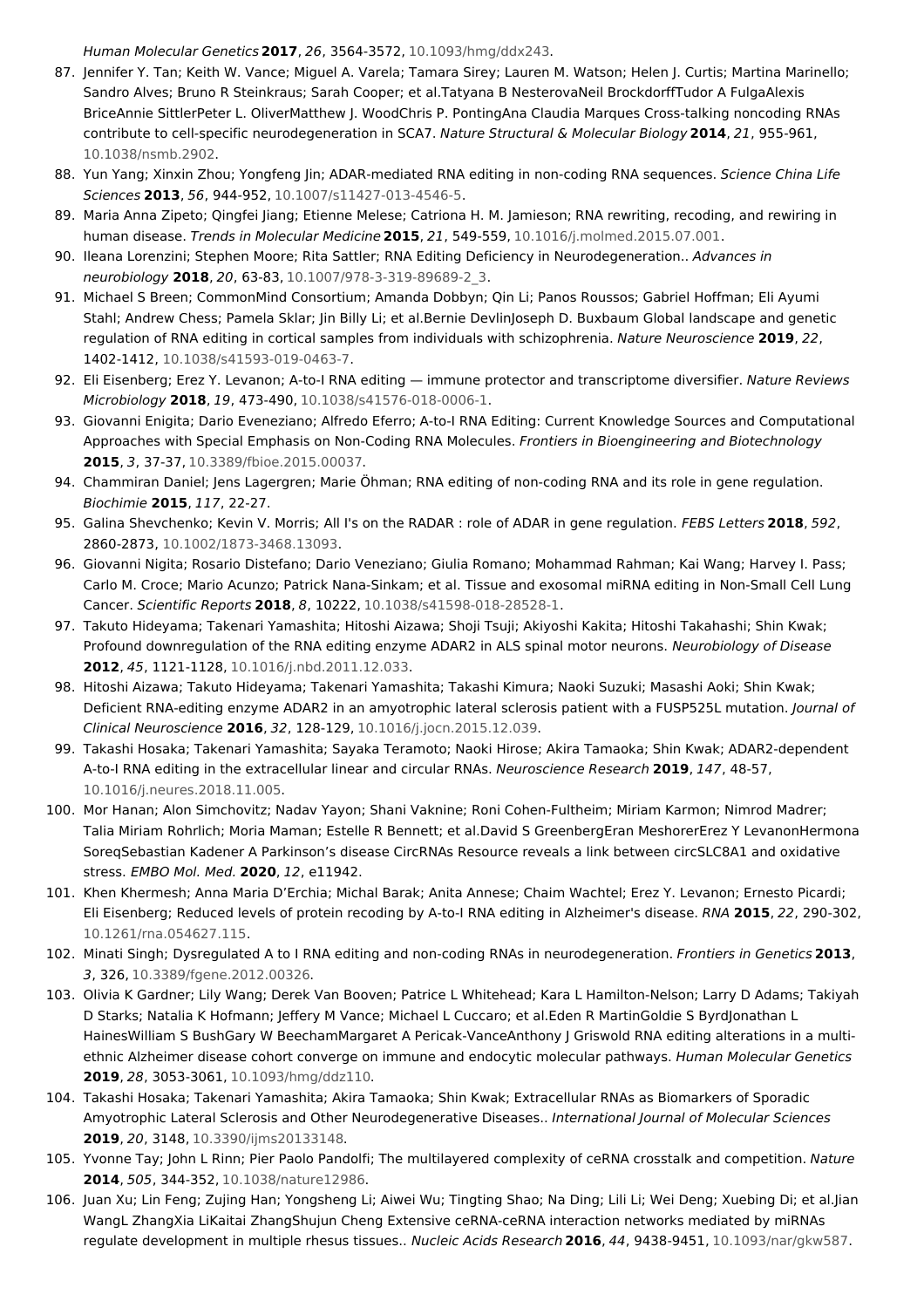Human Molecular Genetics **2017**, *26*, 3564-3572, 10.1093/hmg/ddx243.

87. Jennifer Y. Tan; Keith W. Vance; Miguel A. Varela; Tamara Sirey; Lauren M. Watson; Helen J. Curtis; Martina Marinello; Sandro Alves; Bruno R Steinkraus; Sarah Cooper; et al.Tatyana B NesterovaNeil BrockdorffTudor A FulgaAlexis BriceAnnie SittlerPeter L. OliverMatthew J. WoodChris P. PontingAna Claudia Marques Cross-talking noncoding RNAs contribute to cell-specific neurodegeneration in SCA7. *Nature Structural & Molecular Biology* **2014**, *21*, 955-961, 10.1038/nsmb.2902.
88. Yun Yang; Xinxin Zhou; Yongfeng Jin; ADAR-mediated RNA editing in non-coding RNA sequences. *Science China Life Sciences* **2013**, *56*, 944-952, 10.1007/s11427-013-4546-5.
89. Maria Anna Zipeto; Qingfei Jiang; Etienne Melese; Catriona H. M. Jamieson; RNA rewriting, recoding, and rewiring in human disease. *Trends in Molecular Medicine* **2015**, *21*, 549-559, 10.1016/j.molmed.2015.07.001.
90. Ileana Lorenzini; Stephen Moore; Rita Sattler; RNA Editing Deficiency in Neurodegeneration.. *Advances in neurobiology* **2018**, *20*, 63-83, 10.1007/978-3-319-89689-2_3.
91. Michael S Breen; CommonMind Consortium; Amanda Dobbyn; Qin Li; Panos Roussos; Gabriel Hoffman; Eli Ayumi Stahl; Andrew Chess; Pamela Sklar; Jin Billy Li; et al.Bernie DevlinJoseph D. Buxbaum Global landscape and genetic regulation of RNA editing in cortical samples from individuals with schizophrenia. *Nature Neuroscience* **2019**, *22*, 1402-1412, 10.1038/s41593-019-0463-7.
92. Eli Eisenberg; Erez Y. Levanon; A-to-I RNA editing — immune protector and transcriptome diversifier. *Nature Reviews Microbiology* **2018**, *19*, 473-490, 10.1038/s41576-018-0006-1.
93. Giovanni Enigita; Dario Eveneziano; Alfredo Eferro; A-to-I RNA Editing: Current Knowledge Sources and Computational Approaches with Special Emphasis on Non-Coding RNA Molecules. *Frontiers in Bioengineering and Biotechnology* **2015**, *3*, 37-37, 10.3389/fbioe.2015.00037.
94. Chammiran Daniel; Jens Lagergren; Marie Öhman; RNA editing of non-coding RNA and its role in gene regulation. *Biochimie* **2015**, *117*, 22-27.
95. Galina Shevchenko; Kevin V. Morris; All I's on the RADAR : role of ADAR in gene regulation. *FEBS Letters* **2018**, *592*, 2860-2873, 10.1002/1873-3468.13093.
96. Giovanni Nigita; Rosario Distefano; Dario Veneziano; Giulia Romano; Mohammad Rahman; Kai Wang; Harvey I. Pass; Carlo M. Croce; Mario Acunzo; Patrick Nana-Sinkam; et al. Tissue and exosomal miRNA editing in Non-Small Cell Lung Cancer. *Scientific Reports* **2018**, *8*, 10222, 10.1038/s41598-018-28528-1.
97. Takuto Hideyama; Takenari Yamashita; Hitoshi Aizawa; Shoji Tsuji; Akiyoshi Kakita; Hitoshi Takahashi; Shin Kwak; Profound downregulation of the RNA editing enzyme ADAR2 in ALS spinal motor neurons. *Neurobiology of Disease* **2012**, *45*, 1121-1128, 10.1016/j.nbd.2011.12.033.
98. Hitoshi Aizawa; Takuto Hideyama; Takenari Yamashita; Takashi Kimura; Naoki Suzuki; Masashi Aoki; Shin Kwak; Deficient RNA-editing enzyme ADAR2 in an amyotrophic lateral sclerosis patient with a FUSP525L mutation. *Journal of Clinical Neuroscience* **2016**, *32*, 128-129, 10.1016/j.jocn.2015.12.039.
99. Takashi Hosaka; Takenari Yamashita; Sayaka Teramoto; Naoki Hirose; Akira Tamaoka; Shin Kwak; ADAR2-dependent A-to-I RNA editing in the extracellular linear and circular RNAs. *Neuroscience Research* **2019**, *147*, 48-57, 10.1016/j.neures.2018.11.005.
100. Mor Hanan; Alon Simchovitz; Nadav Yayon; Shani Vaknine; Roni Cohen-Fultheim; Miriam Karmon; Nimrod Madrer; Talia Miriam Rohrlich; Moria Maman; Estelle R Bennett; et al.David S GreenbergEran MeshorerErez Y LevanonHermona SoreqSebastian Kadener A Parkinson's disease CircRNAs Resource reveals a link between circSLC8A1 and oxidative stress. *EMBO Mol. Med.* **2020**, *12*, e11942.
101. Khen Khermesh; Anna Maria D'Erchia; Michal Barak; Anita Annese; Chaim Wachtel; Erez Y. Levanon; Ernesto Picardi; Eli Eisenberg; Reduced levels of protein recoding by A-to-I RNA editing in Alzheimer's disease. *RNA* **2015**, *22*, 290-302, 10.1261/rna.054627.115.
102. Minati Singh; Dysregulated A to I RNA editing and non-coding RNAs in neurodegeneration. *Frontiers in Genetics* **2013**, *3*, 326, 10.3389/fgene.2012.00326.
103. Olivia K Gardner; Lily Wang; Derek Van Booven; Patrice L Whitehead; Kara L Hamilton-Nelson; Larry D Adams; Takiyah D Starks; Natalia K Hofmann; Jeffery M Vance; Michael L Cuccaro; et al.Eden R MartinGoldie S ByrdJonathan L HainesWilliam S BushGary W BeechamMargaret A Pericak-VanceAnthony J Griswold RNA editing alterations in a multi-ethnic Alzheimer disease cohort converge on immune and endocytic molecular pathways. *Human Molecular Genetics* **2019**, *28*, 3053-3061, 10.1093/hmg/ddz110.
104. Takashi Hosaka; Takenari Yamashita; Akira Tamaoka; Shin Kwak; Extracellular RNAs as Biomarkers of Sporadic Amyotrophic Lateral Sclerosis and Other Neurodegenerative Diseases.. *International Journal of Molecular Sciences* **2019**, *20*, 3148, 10.3390/ijms20133148.
105. Yvonne Tay; John L Rinn; Pier Paolo Pandolfi; The multilayered complexity of ceRNA crosstalk and competition. *Nature* **2014**, *505*, 344-352, 10.1038/nature12986.
106. Juan Xu; Lin Feng; Zujing Han; Yongsheng Li; Aiwei Wu; Tingting Shao; Na Ding; Lili Li; Wei Deng; Xuebing Di; et al.Jian WangL ZhangXia LiKaitai ZhangShujun Cheng Extensive ceRNA-ceRNA interaction networks mediated by miRNAs regulate development in multiple rhesus tissues.. *Nucleic Acids Research* **2016**, *44*, 9438-9451, 10.1093/nar/gkw587.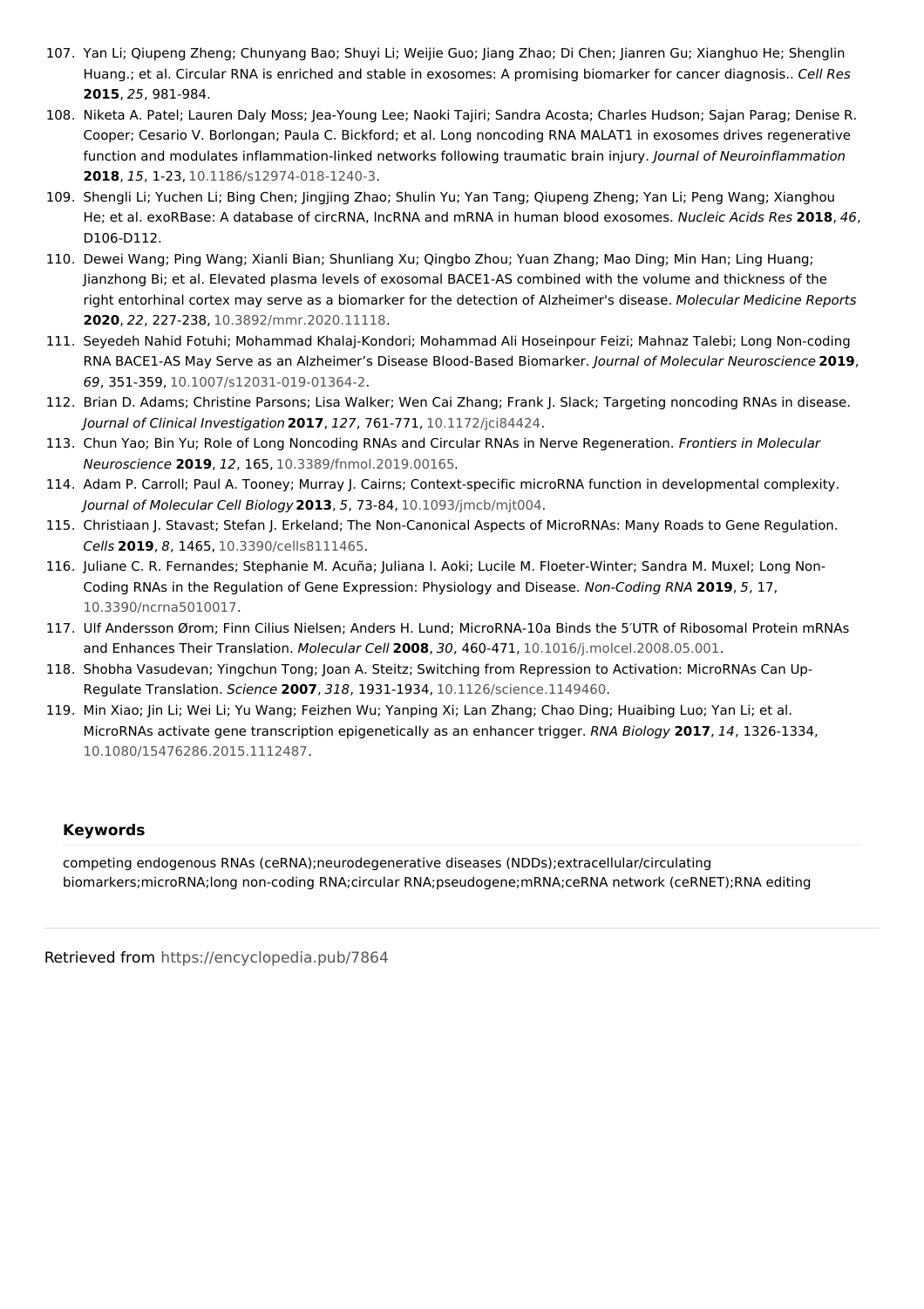107. Yan Li; Qiupeng Zheng; Chunyang Bao; Shuyi Li; Weijie Guo; Jiang Zhao; Di Chen; Jianren Gu; Xianghuo He; Shenglin Huang.; et al. Circular RNA is enriched and stable in exosomes: A promising biomarker for cancer diagnosis.. *Cell Res* **2015**, *25*, 981-984.
108. Niketa A. Patel; Lauren Daly Moss; Jea-Young Lee; Naoki Tajiri; Sandra Acosta; Charles Hudson; Sajan Parag; Denise R. Cooper; Cesario V. Borlongan; Paula C. Bickford; et al. Long noncoding RNA MALAT1 in exosomes drives regenerative function and modulates inflammation-linked networks following traumatic brain injury. *Journal of Neuroinflammation* **2018**, *15*, 1-23, 10.1186/s12974-018-1240-3.
109. Shengli Li; Yuchen Li; Bing Chen; Jingjing Zhao; Shulin Yu; Yan Tang; Qiupeng Zheng; Yan Li; Peng Wang; Xianghou He; et al. exoRBase: A database of circRNA, lncRNA and mRNA in human blood exosomes. *Nucleic Acids Res* **2018**, *46*, D106-D112.
110. Dewei Wang; Ping Wang; Xianli Bian; Shunliang Xu; Qingbo Zhou; Yuan Zhang; Mao Ding; Min Han; Ling Huang; Jianzhong Bi; et al. Elevated plasma levels of exosomal BACE1-AS combined with the volume and thickness of the right entorhinal cortex may serve as a biomarker for the detection of Alzheimer's disease. *Molecular Medicine Reports* **2020**, *22*, 227-238, 10.3892/mmr.2020.11118.
111. Seyedeh Nahid Fotuhi; Mohammad Khalaj-Kondori; Mohammad Ali Hoseinpour Feizi; Mahnaz Talebi; Long Non-coding RNA BACE1-AS May Serve as an Alzheimer's Disease Blood-Based Biomarker. *Journal of Molecular Neuroscience* **2019**, *69*, 351-359, 10.1007/s12031-019-01364-2.
112. Brian D. Adams; Christine Parsons; Lisa Walker; Wen Cai Zhang; Frank J. Slack; Targeting noncoding RNAs in disease. *Journal of Clinical Investigation* **2017**, *127*, 761-771, 10.1172/jci84424.
113. Chun Yao; Bin Yu; Role of Long Noncoding RNAs and Circular RNAs in Nerve Regeneration. *Frontiers in Molecular Neuroscience* **2019**, *12*, 165, 10.3389/fnmol.2019.00165.
114. Adam P. Carroll; Paul A. Tooney; Murray J. Cairns; Context-specific microRNA function in developmental complexity. *Journal of Molecular Cell Biology* **2013**, *5*, 73-84, 10.1093/jmcb/mjt004.
115. Christiaan J. Stavast; Stefan J. Erkeland; The Non-Canonical Aspects of MicroRNAs: Many Roads to Gene Regulation. *Cells* **2019**, *8*, 1465, 10.3390/cells8111465.
116. Juliane C. R. Fernandes; Stephanie M. Acuña; Juliana I. Aoki; Lucile M. Floeter-Winter; Sandra M. Muxel; Long Non-Coding RNAs in the Regulation of Gene Expression: Physiology and Disease. *Non-Coding RNA* **2019**, *5*, 17, 10.3390/ncrna5010017.
117. Ulf Andersson Ørom; Finn Cilius Nielsen; Anders H. Lund; MicroRNA-10a Binds the 5′UTR of Ribosomal Protein mRNAs and Enhances Their Translation. *Molecular Cell* **2008**, *30*, 460-471, 10.1016/j.molcel.2008.05.001.
118. Shobha Vasudevan; Yingchun Tong; Joan A. Steitz; Switching from Repression to Activation: MicroRNAs Can Up-Regulate Translation. *Science* **2007**, *318*, 1931-1934, 10.1126/science.1149460.
119. Min Xiao; Jin Li; Wei Li; Yu Wang; Feizhen Wu; Yanping Xi; Lan Zhang; Chao Ding; Huaibing Luo; Yan Li; et al. MicroRNAs activate gene transcription epigenetically as an enhancer trigger. *RNA Biology* **2017**, *14*, 1326-1334, 10.1080/15476286.2015.1112487.

## Keywords

competing endogenous RNAs (ceRNA);neurodegenerative diseases (NDDs);extracellular/circulating biomarkers;microRNA;long non-coding RNA;circular RNA;pseudogene;mRNA;ceRNA network (ceRNET);RNA editing

Retrieved from https://encyclopedia.pub/7864